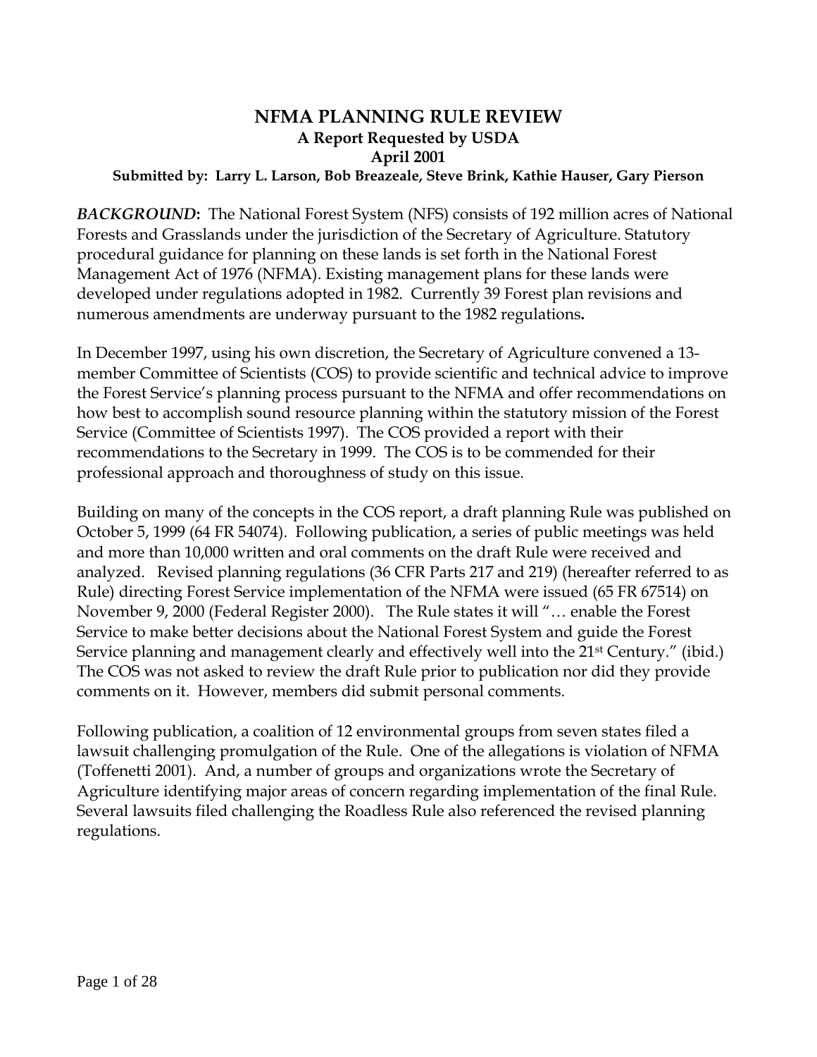# NFMA PLANNING RULE REVIEW

**A Report Requested by USDA**

**April 2001**

**Submitted by: Larry L. Larson, Bob Breazeale, Steve Brink, Kathie Hauser, Gary Pierson**

***BACKGROUND*:** The National Forest System (NFS) consists of 192 million acres of National Forests and Grasslands under the jurisdiction of the Secretary of Agriculture. Statutory procedural guidance for planning on these lands is set forth in the National Forest Management Act of 1976 (NFMA). Existing management plans for these lands were developed under regulations adopted in 1982. Currently 39 Forest plan revisions and numerous amendments are underway pursuant to the 1982 regulations**.**

In December 1997, using his own discretion, the Secretary of Agriculture convened a 13-member Committee of Scientists (COS) to provide scientific and technical advice to improve the Forest Service's planning process pursuant to the NFMA and offer recommendations on how best to accomplish sound resource planning within the statutory mission of the Forest Service (Committee of Scientists 1997). The COS provided a report with their recommendations to the Secretary in 1999. The COS is to be commended for their professional approach and thoroughness of study on this issue.

Building on many of the concepts in the COS report, a draft planning Rule was published on October 5, 1999 (64 FR 54074). Following publication, a series of public meetings was held and more than 10,000 written and oral comments on the draft Rule were received and analyzed. Revised planning regulations (36 CFR Parts 217 and 219) (hereafter referred to as Rule) directing Forest Service implementation of the NFMA were issued (65 FR 67514) on November 9, 2000 (Federal Register 2000). The Rule states it will "… enable the Forest Service to make better decisions about the National Forest System and guide the Forest Service planning and management clearly and effectively well into the 21st Century." (ibid.) The COS was not asked to review the draft Rule prior to publication nor did they provide comments on it. However, members did submit personal comments.

Following publication, a coalition of 12 environmental groups from seven states filed a lawsuit challenging promulgation of the Rule. One of the allegations is violation of NFMA (Toffenetti 2001). And, a number of groups and organizations wrote the Secretary of Agriculture identifying major areas of concern regarding implementation of the final Rule. Several lawsuits filed challenging the Roadless Rule also referenced the revised planning regulations.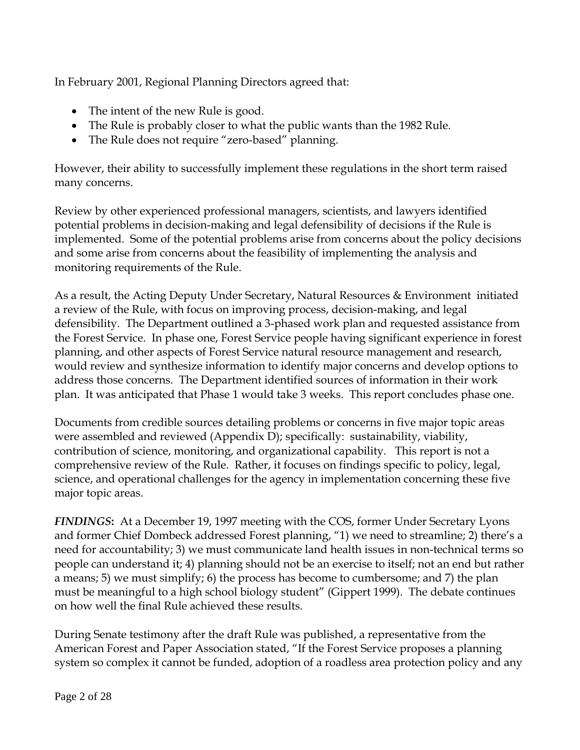In February 2001, Regional Planning Directors agreed that:

- The intent of the new Rule is good.
- The Rule is probably closer to what the public wants than the 1982 Rule.
- The Rule does not require "zero-based" planning.

However, their ability to successfully implement these regulations in the short term raised many concerns.

Review by other experienced professional managers, scientists, and lawyers identified potential problems in decision-making and legal defensibility of decisions if the Rule is implemented. Some of the potential problems arise from concerns about the policy decisions and some arise from concerns about the feasibility of implementing the analysis and monitoring requirements of the Rule.

As a result, the Acting Deputy Under Secretary, Natural Resources & Environment initiated a review of the Rule, with focus on improving process, decision-making, and legal defensibility. The Department outlined a 3-phased work plan and requested assistance from the Forest Service. In phase one, Forest Service people having significant experience in forest planning, and other aspects of Forest Service natural resource management and research, would review and synthesize information to identify major concerns and develop options to address those concerns. The Department identified sources of information in their work plan. It was anticipated that Phase 1 would take 3 weeks. This report concludes phase one.

Documents from credible sources detailing problems or concerns in five major topic areas were assembled and reviewed (Appendix D); specifically: sustainability, viability, contribution of science, monitoring, and organizational capability. This report is not a comprehensive review of the Rule. Rather, it focuses on findings specific to policy, legal, science, and operational challenges for the agency in implementation concerning these five major topic areas.

***FINDINGS*:** At a December 19, 1997 meeting with the COS, former Under Secretary Lyons and former Chief Dombeck addressed Forest planning, "1) we need to streamline; 2) there's a need for accountability; 3) we must communicate land health issues in non-technical terms so people can understand it; 4) planning should not be an exercise to itself; not an end but rather a means; 5) we must simplify; 6) the process has become to cumbersome; and 7) the plan must be meaningful to a high school biology student" (Gippert 1999). The debate continues on how well the final Rule achieved these results.

During Senate testimony after the draft Rule was published, a representative from the American Forest and Paper Association stated, "If the Forest Service proposes a planning system so complex it cannot be funded, adoption of a roadless area protection policy and any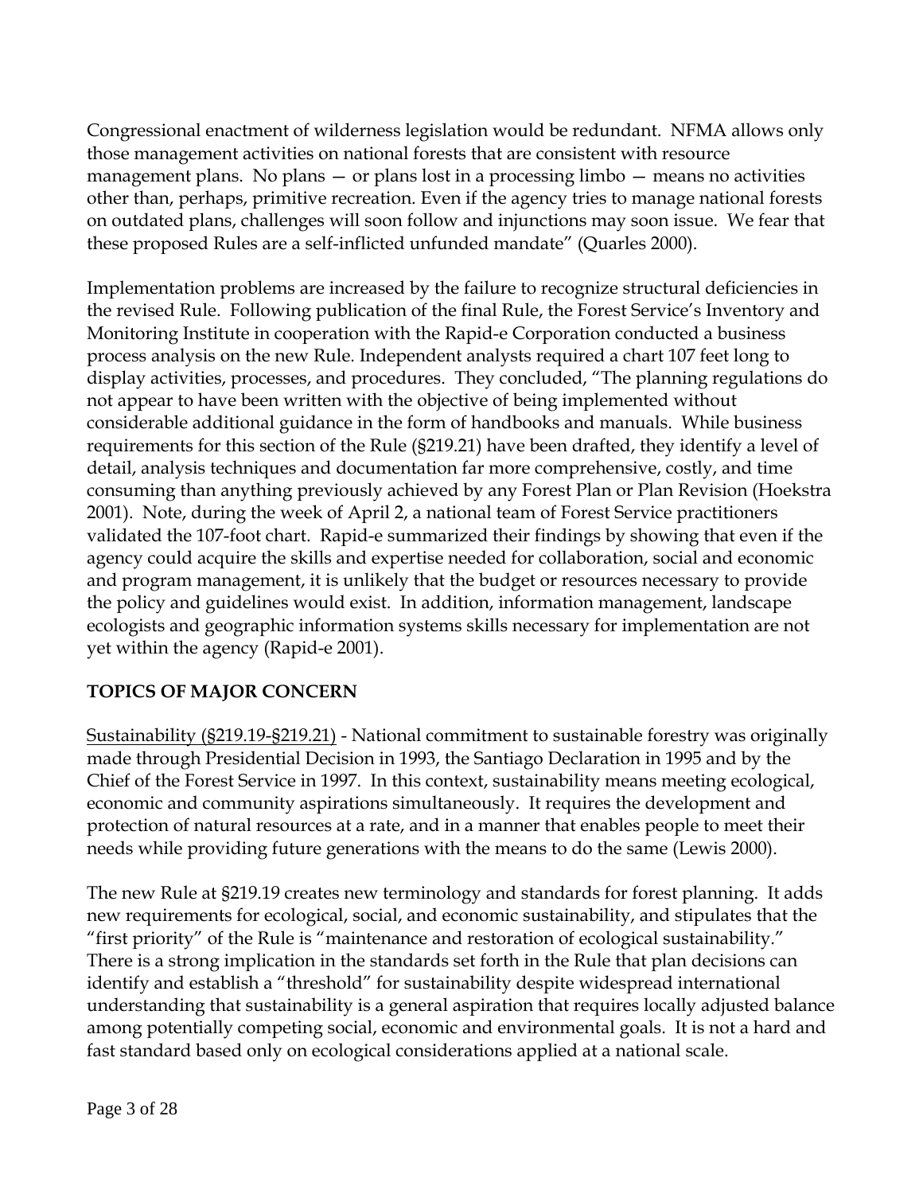Congressional enactment of wilderness legislation would be redundant. NFMA allows only those management activities on national forests that are consistent with resource management plans. No plans — or plans lost in a processing limbo — means no activities other than, perhaps, primitive recreation. Even if the agency tries to manage national forests on outdated plans, challenges will soon follow and injunctions may soon issue. We fear that these proposed Rules are a self-inflicted unfunded mandate" (Quarles 2000).

Implementation problems are increased by the failure to recognize structural deficiencies in the revised Rule. Following publication of the final Rule, the Forest Service's Inventory and Monitoring Institute in cooperation with the Rapid-e Corporation conducted a business process analysis on the new Rule. Independent analysts required a chart 107 feet long to display activities, processes, and procedures. They concluded, "The planning regulations do not appear to have been written with the objective of being implemented without considerable additional guidance in the form of handbooks and manuals. While business requirements for this section of the Rule (§219.21) have been drafted, they identify a level of detail, analysis techniques and documentation far more comprehensive, costly, and time consuming than anything previously achieved by any Forest Plan or Plan Revision (Hoekstra 2001). Note, during the week of April 2, a national team of Forest Service practitioners validated the 107-foot chart. Rapid-e summarized their findings by showing that even if the agency could acquire the skills and expertise needed for collaboration, social and economic and program management, it is unlikely that the budget or resources necessary to provide the policy and guidelines would exist. In addition, information management, landscape ecologists and geographic information systems skills necessary for implementation are not yet within the agency (Rapid-e 2001).

## TOPICS OF MAJOR CONCERN

<u>Sustainability (§219.19-§219.21)</u> - National commitment to sustainable forestry was originally made through Presidential Decision in 1993, the Santiago Declaration in 1995 and by the Chief of the Forest Service in 1997. In this context, sustainability means meeting ecological, economic and community aspirations simultaneously. It requires the development and protection of natural resources at a rate, and in a manner that enables people to meet their needs while providing future generations with the means to do the same (Lewis 2000).

The new Rule at §219.19 creates new terminology and standards for forest planning. It adds new requirements for ecological, social, and economic sustainability, and stipulates that the "first priority" of the Rule is "maintenance and restoration of ecological sustainability." There is a strong implication in the standards set forth in the Rule that plan decisions can identify and establish a "threshold" for sustainability despite widespread international understanding that sustainability is a general aspiration that requires locally adjusted balance among potentially competing social, economic and environmental goals. It is not a hard and fast standard based only on ecological considerations applied at a national scale.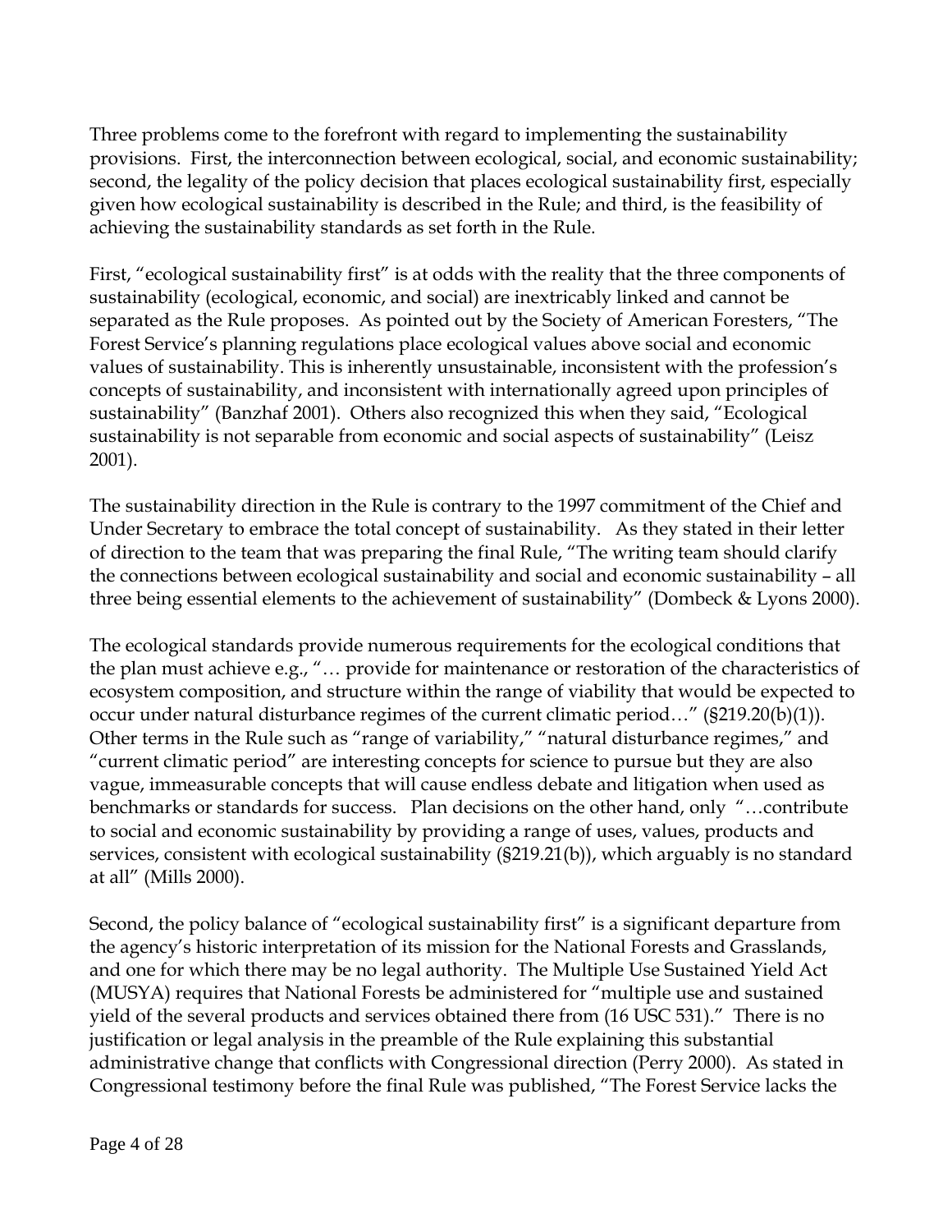Three problems come to the forefront with regard to implementing the sustainability provisions. First, the interconnection between ecological, social, and economic sustainability; second, the legality of the policy decision that places ecological sustainability first, especially given how ecological sustainability is described in the Rule; and third, is the feasibility of achieving the sustainability standards as set forth in the Rule.

First, "ecological sustainability first" is at odds with the reality that the three components of sustainability (ecological, economic, and social) are inextricably linked and cannot be separated as the Rule proposes. As pointed out by the Society of American Foresters, "The Forest Service's planning regulations place ecological values above social and economic values of sustainability. This is inherently unsustainable, inconsistent with the profession's concepts of sustainability, and inconsistent with internationally agreed upon principles of sustainability" (Banzhaf 2001). Others also recognized this when they said, "Ecological sustainability is not separable from economic and social aspects of sustainability" (Leisz 2001).

The sustainability direction in the Rule is contrary to the 1997 commitment of the Chief and Under Secretary to embrace the total concept of sustainability. As they stated in their letter of direction to the team that was preparing the final Rule, "The writing team should clarify the connections between ecological sustainability and social and economic sustainability – all three being essential elements to the achievement of sustainability" (Dombeck & Lyons 2000).

The ecological standards provide numerous requirements for the ecological conditions that the plan must achieve e.g., "… provide for maintenance or restoration of the characteristics of ecosystem composition, and structure within the range of viability that would be expected to occur under natural disturbance regimes of the current climatic period…" (§219.20(b)(1)). Other terms in the Rule such as "range of variability," "natural disturbance regimes," and "current climatic period" are interesting concepts for science to pursue but they are also vague, immeasurable concepts that will cause endless debate and litigation when used as benchmarks or standards for success. Plan decisions on the other hand, only "…contribute to social and economic sustainability by providing a range of uses, values, products and services, consistent with ecological sustainability (§219.21(b)), which arguably is no standard at all" (Mills 2000).

Second, the policy balance of "ecological sustainability first" is a significant departure from the agency's historic interpretation of its mission for the National Forests and Grasslands, and one for which there may be no legal authority. The Multiple Use Sustained Yield Act (MUSYA) requires that National Forests be administered for "multiple use and sustained yield of the several products and services obtained there from (16 USC 531)." There is no justification or legal analysis in the preamble of the Rule explaining this substantial administrative change that conflicts with Congressional direction (Perry 2000). As stated in Congressional testimony before the final Rule was published, "The Forest Service lacks the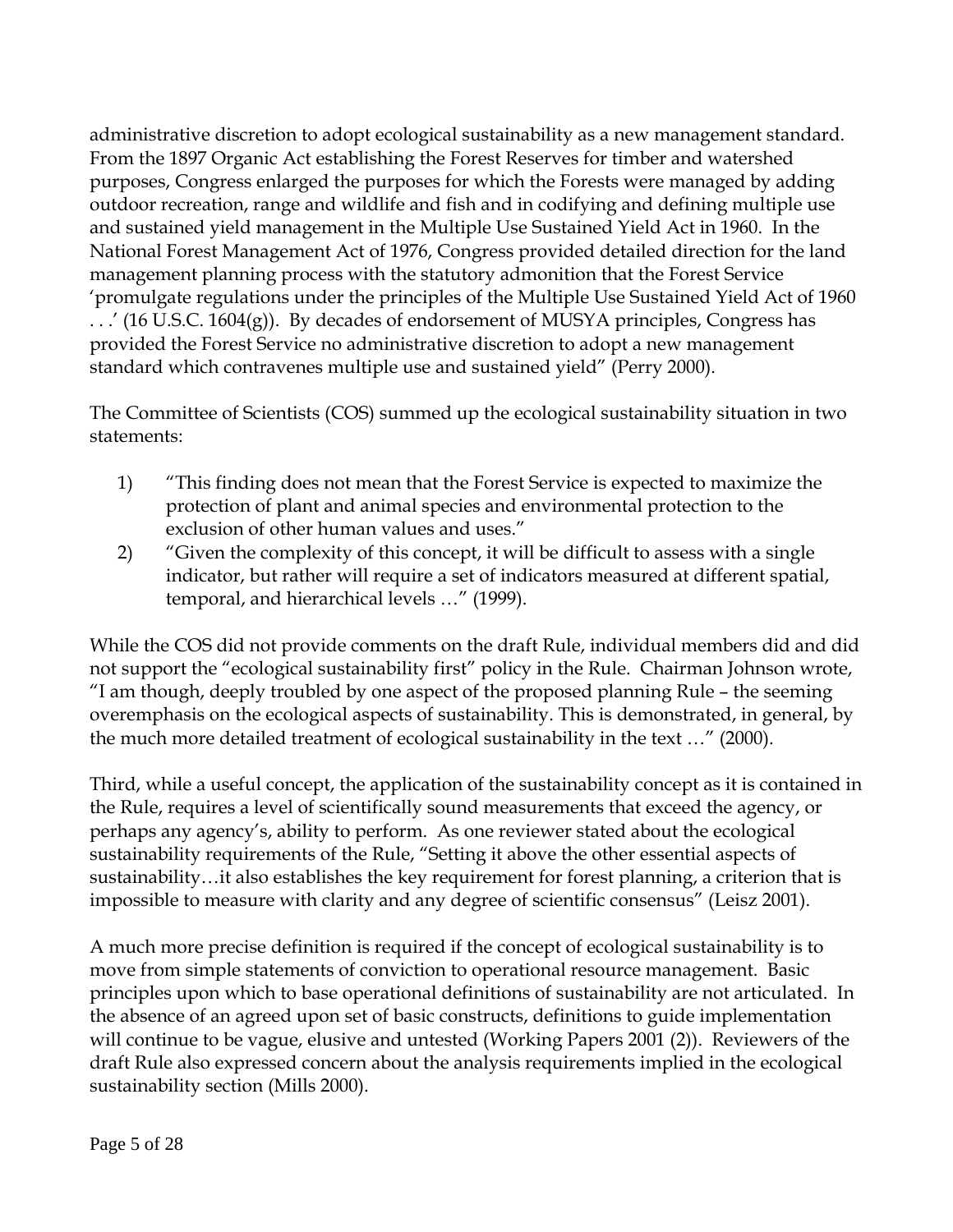administrative discretion to adopt ecological sustainability as a new management standard. From the 1897 Organic Act establishing the Forest Reserves for timber and watershed purposes, Congress enlarged the purposes for which the Forests were managed by adding outdoor recreation, range and wildlife and fish and in codifying and defining multiple use and sustained yield management in the Multiple Use Sustained Yield Act in 1960. In the National Forest Management Act of 1976, Congress provided detailed direction for the land management planning process with the statutory admonition that the Forest Service 'promulgate regulations under the principles of the Multiple Use Sustained Yield Act of 1960 . . .' (16 U.S.C. 1604(g)). By decades of endorsement of MUSYA principles, Congress has provided the Forest Service no administrative discretion to adopt a new management standard which contravenes multiple use and sustained yield" (Perry 2000).

The Committee of Scientists (COS) summed up the ecological sustainability situation in two statements:

1) "This finding does not mean that the Forest Service is expected to maximize the protection of plant and animal species and environmental protection to the exclusion of other human values and uses."
2) "Given the complexity of this concept, it will be difficult to assess with a single indicator, but rather will require a set of indicators measured at different spatial, temporal, and hierarchical levels …" (1999).

While the COS did not provide comments on the draft Rule, individual members did and did not support the "ecological sustainability first" policy in the Rule. Chairman Johnson wrote, "I am though, deeply troubled by one aspect of the proposed planning Rule – the seeming overemphasis on the ecological aspects of sustainability. This is demonstrated, in general, by the much more detailed treatment of ecological sustainability in the text …" (2000).

Third, while a useful concept, the application of the sustainability concept as it is contained in the Rule, requires a level of scientifically sound measurements that exceed the agency, or perhaps any agency's, ability to perform. As one reviewer stated about the ecological sustainability requirements of the Rule, "Setting it above the other essential aspects of sustainability…it also establishes the key requirement for forest planning, a criterion that is impossible to measure with clarity and any degree of scientific consensus" (Leisz 2001).

A much more precise definition is required if the concept of ecological sustainability is to move from simple statements of conviction to operational resource management. Basic principles upon which to base operational definitions of sustainability are not articulated. In the absence of an agreed upon set of basic constructs, definitions to guide implementation will continue to be vague, elusive and untested (Working Papers 2001 (2)). Reviewers of the draft Rule also expressed concern about the analysis requirements implied in the ecological sustainability section (Mills 2000).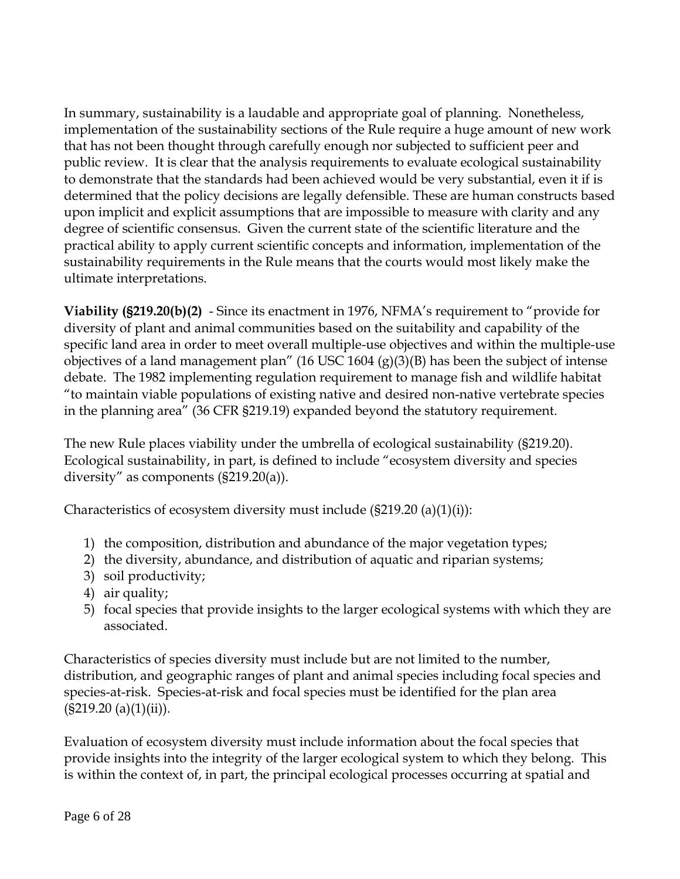In summary, sustainability is a laudable and appropriate goal of planning. Nonetheless, implementation of the sustainability sections of the Rule require a huge amount of new work that has not been thought through carefully enough nor subjected to sufficient peer and public review. It is clear that the analysis requirements to evaluate ecological sustainability to demonstrate that the standards had been achieved would be very substantial, even it if is determined that the policy decisions are legally defensible. These are human constructs based upon implicit and explicit assumptions that are impossible to measure with clarity and any degree of scientific consensus. Given the current state of the scientific literature and the practical ability to apply current scientific concepts and information, implementation of the sustainability requirements in the Rule means that the courts would most likely make the ultimate interpretations.

**Viability (§219.20(b)(2)** - Since its enactment in 1976, NFMA's requirement to "provide for diversity of plant and animal communities based on the suitability and capability of the specific land area in order to meet overall multiple-use objectives and within the multiple-use objectives of a land management plan" (16 USC 1604 (g)(3)(B) has been the subject of intense debate. The 1982 implementing regulation requirement to manage fish and wildlife habitat "to maintain viable populations of existing native and desired non-native vertebrate species in the planning area" (36 CFR §219.19) expanded beyond the statutory requirement.

The new Rule places viability under the umbrella of ecological sustainability (§219.20). Ecological sustainability, in part, is defined to include "ecosystem diversity and species diversity" as components (§219.20(a)).

Characteristics of ecosystem diversity must include (§219.20 (a)(1)(i)):

1) the composition, distribution and abundance of the major vegetation types;
2) the diversity, abundance, and distribution of aquatic and riparian systems;
3) soil productivity;
4) air quality;
5) focal species that provide insights to the larger ecological systems with which they are associated.

Characteristics of species diversity must include but are not limited to the number, distribution, and geographic ranges of plant and animal species including focal species and species-at-risk. Species-at-risk and focal species must be identified for the plan area (§219.20 (a)(1)(ii)).

Evaluation of ecosystem diversity must include information about the focal species that provide insights into the integrity of the larger ecological system to which they belong. This is within the context of, in part, the principal ecological processes occurring at spatial and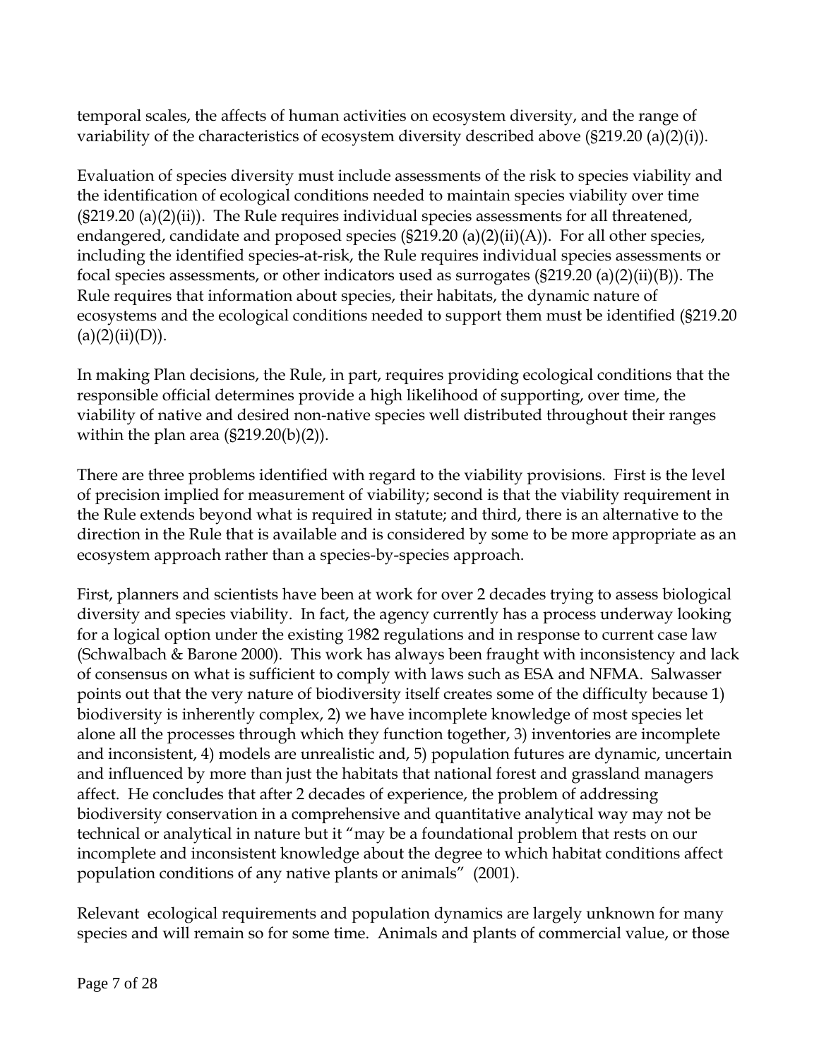temporal scales, the affects of human activities on ecosystem diversity, and the range of variability of the characteristics of ecosystem diversity described above (§219.20 (a)(2)(i)).

Evaluation of species diversity must include assessments of the risk to species viability and the identification of ecological conditions needed to maintain species viability over time (§219.20 (a)(2)(ii)). The Rule requires individual species assessments for all threatened, endangered, candidate and proposed species (§219.20 (a)(2)(ii)(A)). For all other species, including the identified species-at-risk, the Rule requires individual species assessments or focal species assessments, or other indicators used as surrogates (§219.20 (a)(2)(ii)(B)). The Rule requires that information about species, their habitats, the dynamic nature of ecosystems and the ecological conditions needed to support them must be identified (§219.20 (a)(2)(ii)(D)).

In making Plan decisions, the Rule, in part, requires providing ecological conditions that the responsible official determines provide a high likelihood of supporting, over time, the viability of native and desired non-native species well distributed throughout their ranges within the plan area (§219.20(b)(2)).

There are three problems identified with regard to the viability provisions. First is the level of precision implied for measurement of viability; second is that the viability requirement in the Rule extends beyond what is required in statute; and third, there is an alternative to the direction in the Rule that is available and is considered by some to be more appropriate as an ecosystem approach rather than a species-by-species approach.

First, planners and scientists have been at work for over 2 decades trying to assess biological diversity and species viability. In fact, the agency currently has a process underway looking for a logical option under the existing 1982 regulations and in response to current case law (Schwalbach & Barone 2000). This work has always been fraught with inconsistency and lack of consensus on what is sufficient to comply with laws such as ESA and NFMA. Salwasser points out that the very nature of biodiversity itself creates some of the difficulty because 1) biodiversity is inherently complex, 2) we have incomplete knowledge of most species let alone all the processes through which they function together, 3) inventories are incomplete and inconsistent, 4) models are unrealistic and, 5) population futures are dynamic, uncertain and influenced by more than just the habitats that national forest and grassland managers affect. He concludes that after 2 decades of experience, the problem of addressing biodiversity conservation in a comprehensive and quantitative analytical way may not be technical or analytical in nature but it "may be a foundational problem that rests on our incomplete and inconsistent knowledge about the degree to which habitat conditions affect population conditions of any native plants or animals" (2001).

Relevant ecological requirements and population dynamics are largely unknown for many species and will remain so for some time. Animals and plants of commercial value, or those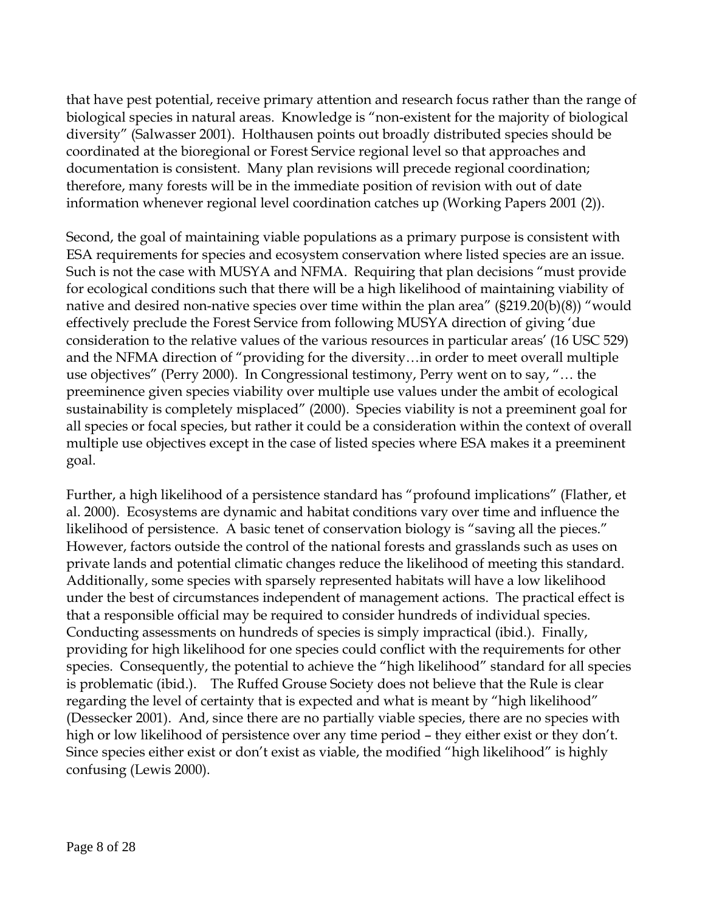that have pest potential, receive primary attention and research focus rather than the range of biological species in natural areas. Knowledge is "non-existent for the majority of biological diversity" (Salwasser 2001). Holthausen points out broadly distributed species should be coordinated at the bioregional or Forest Service regional level so that approaches and documentation is consistent. Many plan revisions will precede regional coordination; therefore, many forests will be in the immediate position of revision with out of date information whenever regional level coordination catches up (Working Papers 2001 (2)).

Second, the goal of maintaining viable populations as a primary purpose is consistent with ESA requirements for species and ecosystem conservation where listed species are an issue. Such is not the case with MUSYA and NFMA. Requiring that plan decisions "must provide for ecological conditions such that there will be a high likelihood of maintaining viability of native and desired non-native species over time within the plan area" (§219.20(b)(8)) "would effectively preclude the Forest Service from following MUSYA direction of giving 'due consideration to the relative values of the various resources in particular areas' (16 USC 529) and the NFMA direction of "providing for the diversity…in order to meet overall multiple use objectives" (Perry 2000). In Congressional testimony, Perry went on to say, "… the preeminence given species viability over multiple use values under the ambit of ecological sustainability is completely misplaced" (2000). Species viability is not a preeminent goal for all species or focal species, but rather it could be a consideration within the context of overall multiple use objectives except in the case of listed species where ESA makes it a preeminent goal.

Further, a high likelihood of a persistence standard has "profound implications" (Flather, et al. 2000). Ecosystems are dynamic and habitat conditions vary over time and influence the likelihood of persistence. A basic tenet of conservation biology is "saving all the pieces." However, factors outside the control of the national forests and grasslands such as uses on private lands and potential climatic changes reduce the likelihood of meeting this standard. Additionally, some species with sparsely represented habitats will have a low likelihood under the best of circumstances independent of management actions. The practical effect is that a responsible official may be required to consider hundreds of individual species. Conducting assessments on hundreds of species is simply impractical (ibid.). Finally, providing for high likelihood for one species could conflict with the requirements for other species. Consequently, the potential to achieve the "high likelihood" standard for all species is problematic (ibid.). The Ruffed Grouse Society does not believe that the Rule is clear regarding the level of certainty that is expected and what is meant by "high likelihood" (Dessecker 2001). And, since there are no partially viable species, there are no species with high or low likelihood of persistence over any time period – they either exist or they don't. Since species either exist or don't exist as viable, the modified "high likelihood" is highly confusing (Lewis 2000).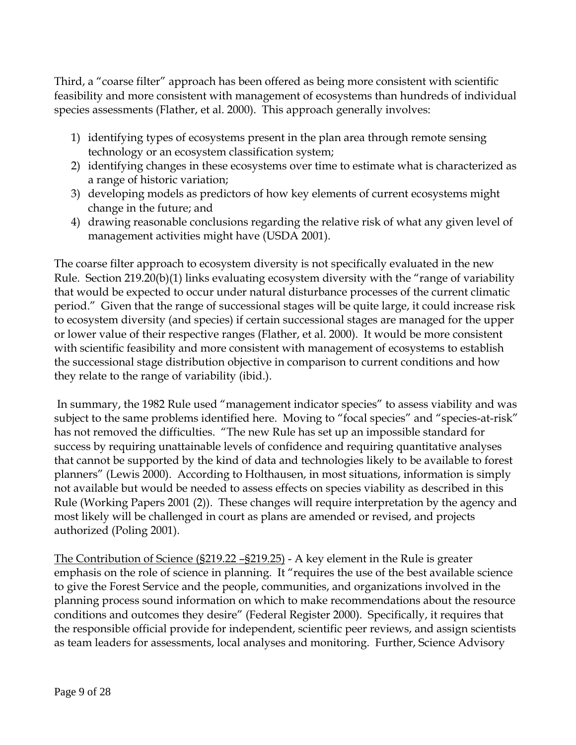Third, a "coarse filter" approach has been offered as being more consistent with scientific feasibility and more consistent with management of ecosystems than hundreds of individual species assessments (Flather, et al. 2000). This approach generally involves:

1) identifying types of ecosystems present in the plan area through remote sensing technology or an ecosystem classification system;
2) identifying changes in these ecosystems over time to estimate what is characterized as a range of historic variation;
3) developing models as predictors of how key elements of current ecosystems might change in the future; and
4) drawing reasonable conclusions regarding the relative risk of what any given level of management activities might have (USDA 2001).

The coarse filter approach to ecosystem diversity is not specifically evaluated in the new Rule. Section 219.20(b)(1) links evaluating ecosystem diversity with the "range of variability that would be expected to occur under natural disturbance processes of the current climatic period." Given that the range of successional stages will be quite large, it could increase risk to ecosystem diversity (and species) if certain successional stages are managed for the upper or lower value of their respective ranges (Flather, et al. 2000). It would be more consistent with scientific feasibility and more consistent with management of ecosystems to establish the successional stage distribution objective in comparison to current conditions and how they relate to the range of variability (ibid.).

In summary, the 1982 Rule used "management indicator species" to assess viability and was subject to the same problems identified here. Moving to "focal species" and "species-at-risk" has not removed the difficulties. "The new Rule has set up an impossible standard for success by requiring unattainable levels of confidence and requiring quantitative analyses that cannot be supported by the kind of data and technologies likely to be available to forest planners" (Lewis 2000). According to Holthausen, in most situations, information is simply not available but would be needed to assess effects on species viability as described in this Rule (Working Papers 2001 (2)). These changes will require interpretation by the agency and most likely will be challenged in court as plans are amended or revised, and projects authorized (Poling 2001).

<u>The Contribution of Science (§219.22 –§219.25)</u> - A key element in the Rule is greater emphasis on the role of science in planning. It "requires the use of the best available science to give the Forest Service and the people, communities, and organizations involved in the planning process sound information on which to make recommendations about the resource conditions and outcomes they desire" (Federal Register 2000). Specifically, it requires that the responsible official provide for independent, scientific peer reviews, and assign scientists as team leaders for assessments, local analyses and monitoring. Further, Science Advisory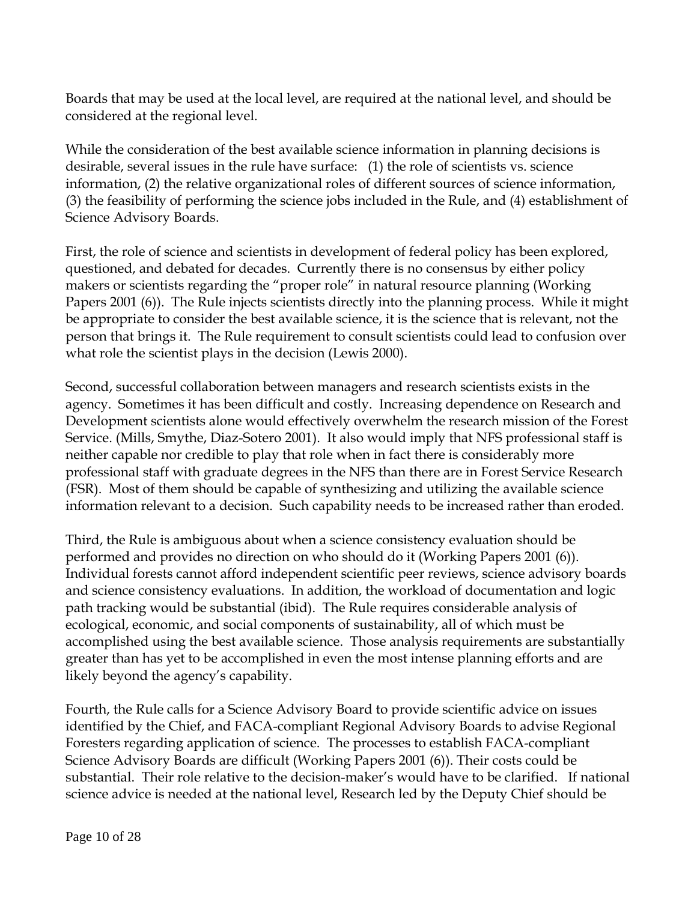Boards that may be used at the local level, are required at the national level, and should be considered at the regional level.

While the consideration of the best available science information in planning decisions is desirable, several issues in the rule have surface: (1) the role of scientists vs. science information, (2) the relative organizational roles of different sources of science information, (3) the feasibility of performing the science jobs included in the Rule, and (4) establishment of Science Advisory Boards.

First, the role of science and scientists in development of federal policy has been explored, questioned, and debated for decades. Currently there is no consensus by either policy makers or scientists regarding the "proper role" in natural resource planning (Working Papers 2001 (6)). The Rule injects scientists directly into the planning process. While it might be appropriate to consider the best available science, it is the science that is relevant, not the person that brings it. The Rule requirement to consult scientists could lead to confusion over what role the scientist plays in the decision (Lewis 2000).

Second, successful collaboration between managers and research scientists exists in the agency. Sometimes it has been difficult and costly. Increasing dependence on Research and Development scientists alone would effectively overwhelm the research mission of the Forest Service. (Mills, Smythe, Diaz-Sotero 2001). It also would imply that NFS professional staff is neither capable nor credible to play that role when in fact there is considerably more professional staff with graduate degrees in the NFS than there are in Forest Service Research (FSR). Most of them should be capable of synthesizing and utilizing the available science information relevant to a decision. Such capability needs to be increased rather than eroded.

Third, the Rule is ambiguous about when a science consistency evaluation should be performed and provides no direction on who should do it (Working Papers 2001 (6)). Individual forests cannot afford independent scientific peer reviews, science advisory boards and science consistency evaluations. In addition, the workload of documentation and logic path tracking would be substantial (ibid). The Rule requires considerable analysis of ecological, economic, and social components of sustainability, all of which must be accomplished using the best available science. Those analysis requirements are substantially greater than has yet to be accomplished in even the most intense planning efforts and are likely beyond the agency's capability.

Fourth, the Rule calls for a Science Advisory Board to provide scientific advice on issues identified by the Chief, and FACA-compliant Regional Advisory Boards to advise Regional Foresters regarding application of science. The processes to establish FACA-compliant Science Advisory Boards are difficult (Working Papers 2001 (6)). Their costs could be substantial. Their role relative to the decision-maker's would have to be clarified. If national science advice is needed at the national level, Research led by the Deputy Chief should be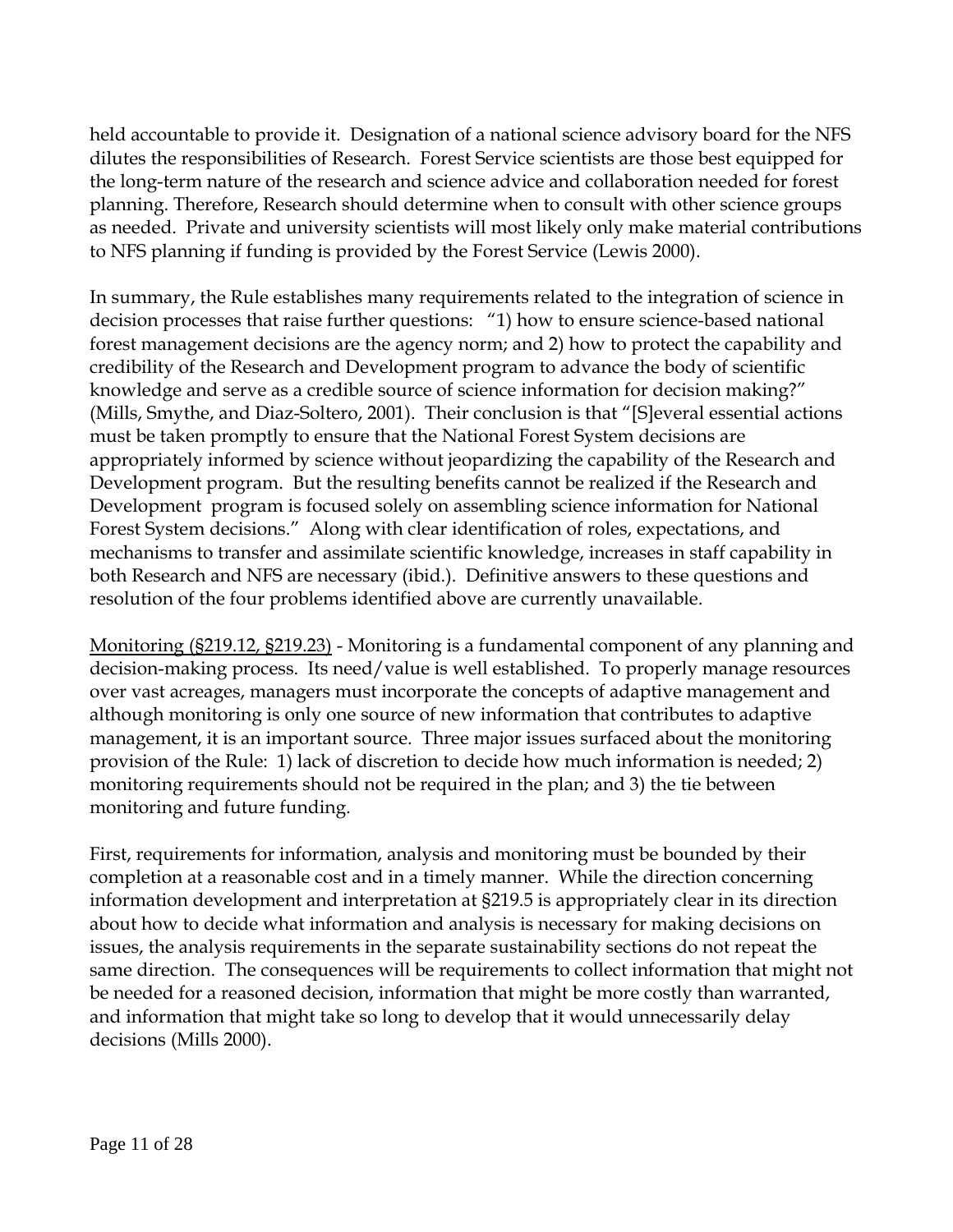held accountable to provide it. Designation of a national science advisory board for the NFS dilutes the responsibilities of Research. Forest Service scientists are those best equipped for the long-term nature of the research and science advice and collaboration needed for forest planning. Therefore, Research should determine when to consult with other science groups as needed. Private and university scientists will most likely only make material contributions to NFS planning if funding is provided by the Forest Service (Lewis 2000).

In summary, the Rule establishes many requirements related to the integration of science in decision processes that raise further questions: "1) how to ensure science-based national forest management decisions are the agency norm; and 2) how to protect the capability and credibility of the Research and Development program to advance the body of scientific knowledge and serve as a credible source of science information for decision making?" (Mills, Smythe, and Diaz-Soltero, 2001). Their conclusion is that "[S]everal essential actions must be taken promptly to ensure that the National Forest System decisions are appropriately informed by science without jeopardizing the capability of the Research and Development program. But the resulting benefits cannot be realized if the Research and Development program is focused solely on assembling science information for National Forest System decisions." Along with clear identification of roles, expectations, and mechanisms to transfer and assimilate scientific knowledge, increases in staff capability in both Research and NFS are necessary (ibid.). Definitive answers to these questions and resolution of the four problems identified above are currently unavailable.

<u>Monitoring (§219.12, §219.23)</u> - Monitoring is a fundamental component of any planning and decision-making process. Its need/value is well established. To properly manage resources over vast acreages, managers must incorporate the concepts of adaptive management and although monitoring is only one source of new information that contributes to adaptive management, it is an important source. Three major issues surfaced about the monitoring provision of the Rule: 1) lack of discretion to decide how much information is needed; 2) monitoring requirements should not be required in the plan; and 3) the tie between monitoring and future funding.

First, requirements for information, analysis and monitoring must be bounded by their completion at a reasonable cost and in a timely manner. While the direction concerning information development and interpretation at §219.5 is appropriately clear in its direction about how to decide what information and analysis is necessary for making decisions on issues, the analysis requirements in the separate sustainability sections do not repeat the same direction. The consequences will be requirements to collect information that might not be needed for a reasoned decision, information that might be more costly than warranted, and information that might take so long to develop that it would unnecessarily delay decisions (Mills 2000).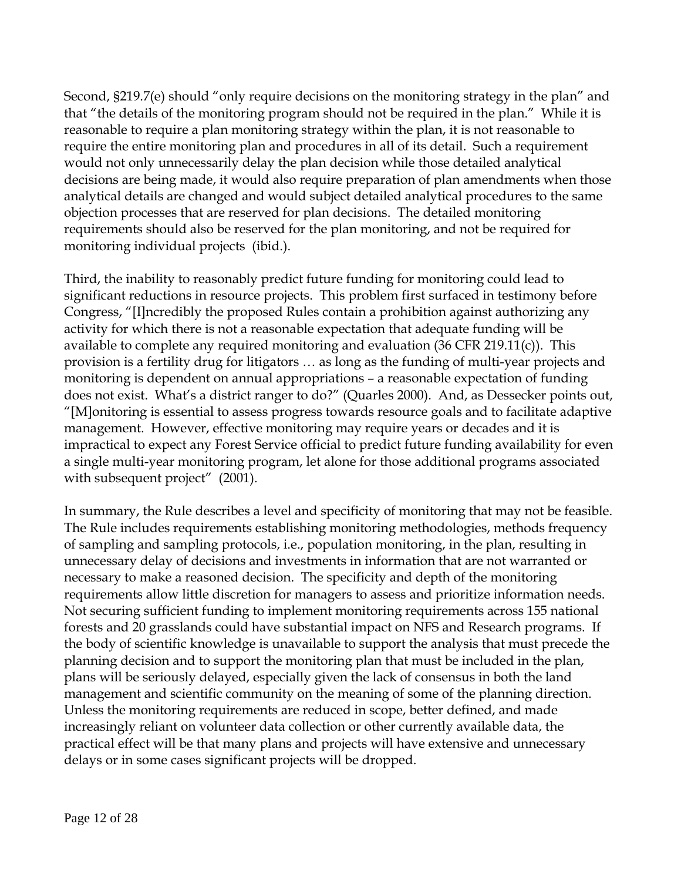Second, §219.7(e) should "only require decisions on the monitoring strategy in the plan" and that "the details of the monitoring program should not be required in the plan." While it is reasonable to require a plan monitoring strategy within the plan, it is not reasonable to require the entire monitoring plan and procedures in all of its detail. Such a requirement would not only unnecessarily delay the plan decision while those detailed analytical decisions are being made, it would also require preparation of plan amendments when those analytical details are changed and would subject detailed analytical procedures to the same objection processes that are reserved for plan decisions. The detailed monitoring requirements should also be reserved for the plan monitoring, and not be required for monitoring individual projects (ibid.).

Third, the inability to reasonably predict future funding for monitoring could lead to significant reductions in resource projects. This problem first surfaced in testimony before Congress, "[I]ncredibly the proposed Rules contain a prohibition against authorizing any activity for which there is not a reasonable expectation that adequate funding will be available to complete any required monitoring and evaluation (36 CFR 219.11(c)). This provision is a fertility drug for litigators … as long as the funding of multi-year projects and monitoring is dependent on annual appropriations – a reasonable expectation of funding does not exist. What's a district ranger to do?" (Quarles 2000). And, as Dessecker points out, "[M]onitoring is essential to assess progress towards resource goals and to facilitate adaptive management. However, effective monitoring may require years or decades and it is impractical to expect any Forest Service official to predict future funding availability for even a single multi-year monitoring program, let alone for those additional programs associated with subsequent project" (2001).

In summary, the Rule describes a level and specificity of monitoring that may not be feasible. The Rule includes requirements establishing monitoring methodologies, methods frequency of sampling and sampling protocols, i.e., population monitoring, in the plan, resulting in unnecessary delay of decisions and investments in information that are not warranted or necessary to make a reasoned decision. The specificity and depth of the monitoring requirements allow little discretion for managers to assess and prioritize information needs. Not securing sufficient funding to implement monitoring requirements across 155 national forests and 20 grasslands could have substantial impact on NFS and Research programs. If the body of scientific knowledge is unavailable to support the analysis that must precede the planning decision and to support the monitoring plan that must be included in the plan, plans will be seriously delayed, especially given the lack of consensus in both the land management and scientific community on the meaning of some of the planning direction. Unless the monitoring requirements are reduced in scope, better defined, and made increasingly reliant on volunteer data collection or other currently available data, the practical effect will be that many plans and projects will have extensive and unnecessary delays or in some cases significant projects will be dropped.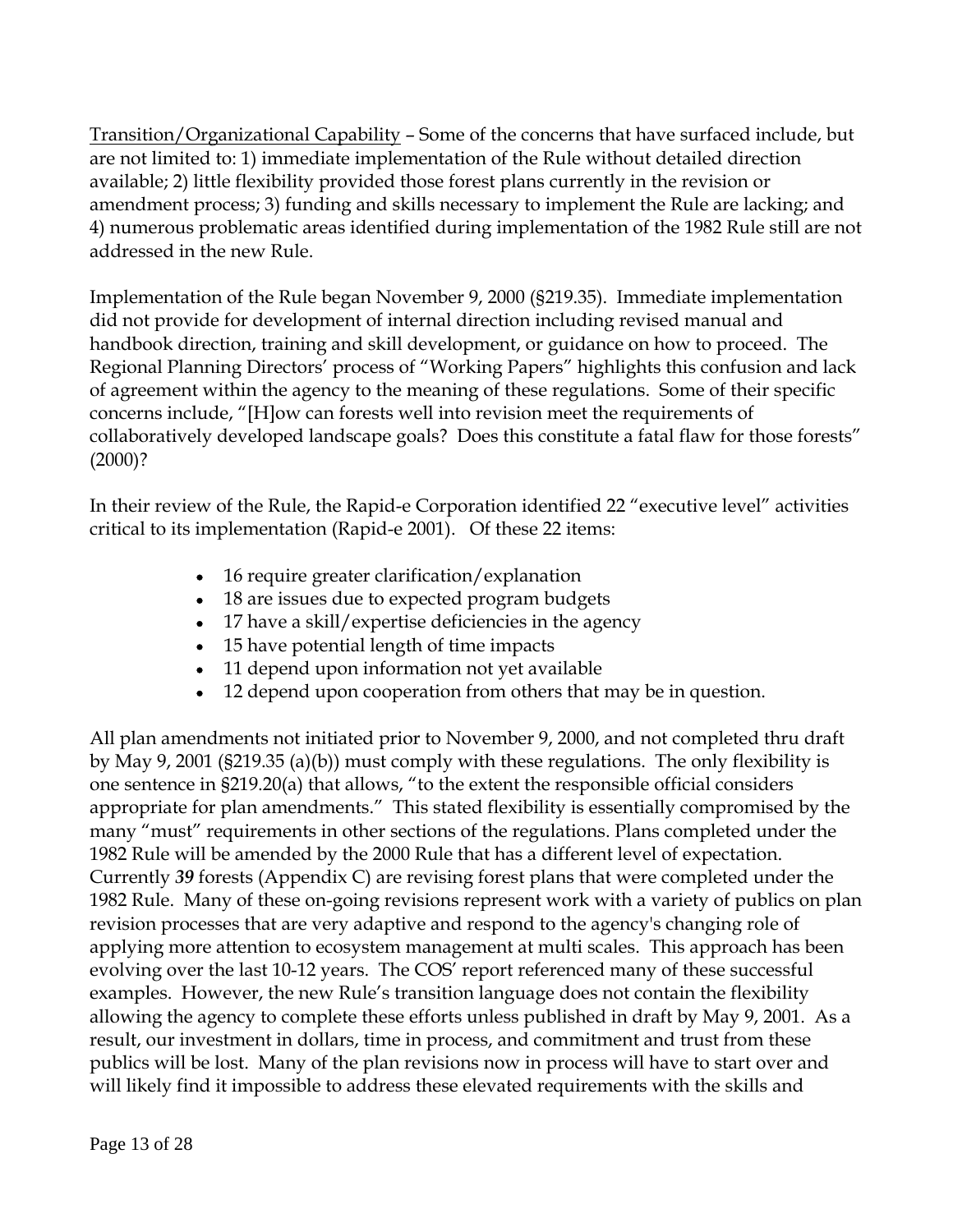Transition/Organizational Capability – Some of the concerns that have surfaced include, but are not limited to: 1) immediate implementation of the Rule without detailed direction available; 2) little flexibility provided those forest plans currently in the revision or amendment process; 3) funding and skills necessary to implement the Rule are lacking; and 4) numerous problematic areas identified during implementation of the 1982 Rule still are not addressed in the new Rule.

Implementation of the Rule began November 9, 2000 (§219.35). Immediate implementation did not provide for development of internal direction including revised manual and handbook direction, training and skill development, or guidance on how to proceed. The Regional Planning Directors' process of "Working Papers" highlights this confusion and lack of agreement within the agency to the meaning of these regulations. Some of their specific concerns include, "[H]ow can forests well into revision meet the requirements of collaboratively developed landscape goals? Does this constitute a fatal flaw for those forests" (2000)?

In their review of the Rule, the Rapid-e Corporation identified 22 "executive level" activities critical to its implementation (Rapid-e 2001). Of these 22 items:

- 16 require greater clarification/explanation
- 18 are issues due to expected program budgets
- 17 have a skill/expertise deficiencies in the agency
- 15 have potential length of time impacts
- 11 depend upon information not yet available
- 12 depend upon cooperation from others that may be in question.

All plan amendments not initiated prior to November 9, 2000, and not completed thru draft by May 9, 2001 (§219.35 (a)(b)) must comply with these regulations. The only flexibility is one sentence in §219.20(a) that allows, "to the extent the responsible official considers appropriate for plan amendments." This stated flexibility is essentially compromised by the many "must" requirements in other sections of the regulations. Plans completed under the 1982 Rule will be amended by the 2000 Rule that has a different level of expectation. Currently ***39*** forests (Appendix C) are revising forest plans that were completed under the 1982 Rule. Many of these on-going revisions represent work with a variety of publics on plan revision processes that are very adaptive and respond to the agency's changing role of applying more attention to ecosystem management at multi scales. This approach has been evolving over the last 10-12 years. The COS' report referenced many of these successful examples. However, the new Rule's transition language does not contain the flexibility allowing the agency to complete these efforts unless published in draft by May 9, 2001. As a result, our investment in dollars, time in process, and commitment and trust from these publics will be lost. Many of the plan revisions now in process will have to start over and will likely find it impossible to address these elevated requirements with the skills and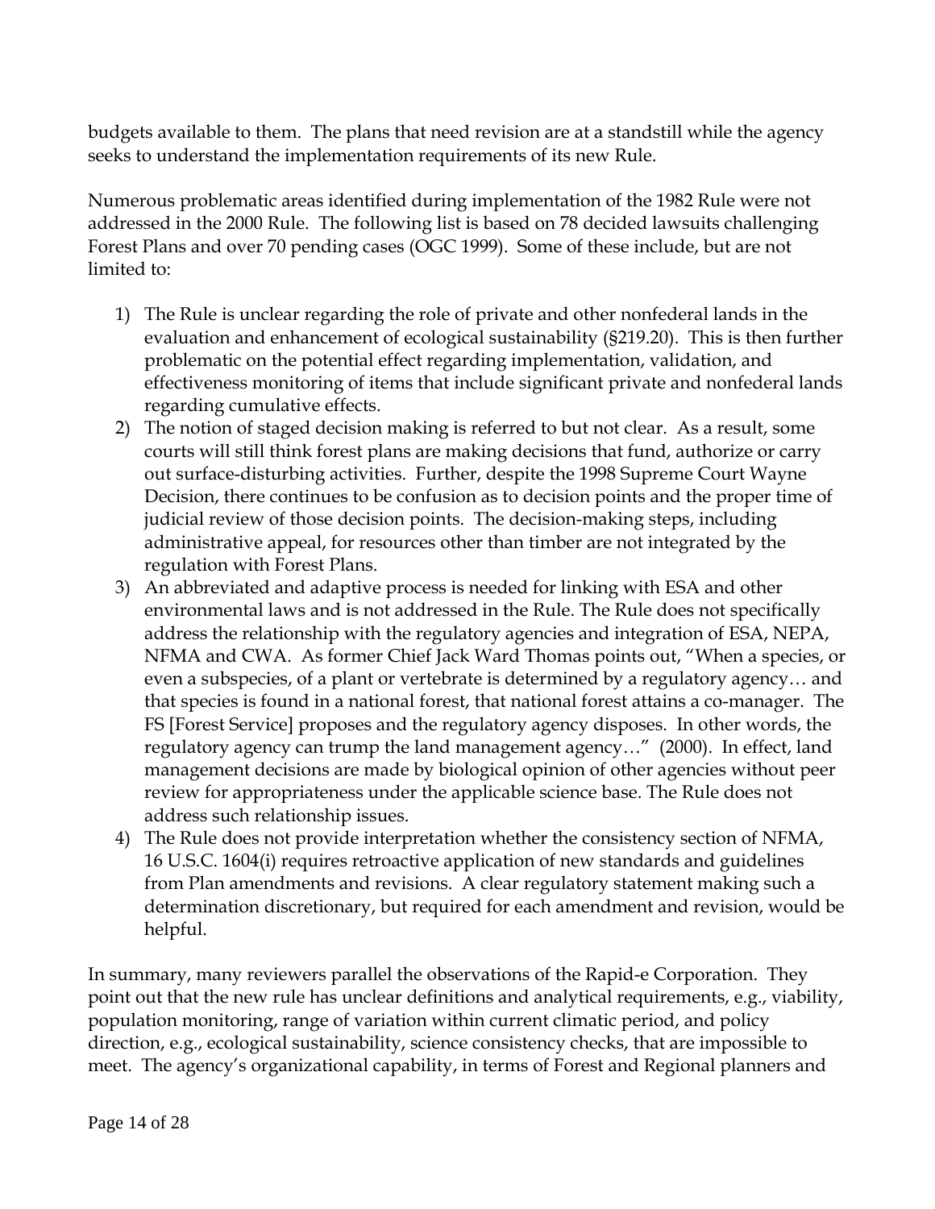budgets available to them. The plans that need revision are at a standstill while the agency seeks to understand the implementation requirements of its new Rule.

Numerous problematic areas identified during implementation of the 1982 Rule were not addressed in the 2000 Rule. The following list is based on 78 decided lawsuits challenging Forest Plans and over 70 pending cases (OGC 1999). Some of these include, but are not limited to:

1) The Rule is unclear regarding the role of private and other nonfederal lands in the evaluation and enhancement of ecological sustainability (§219.20). This is then further problematic on the potential effect regarding implementation, validation, and effectiveness monitoring of items that include significant private and nonfederal lands regarding cumulative effects.
2) The notion of staged decision making is referred to but not clear. As a result, some courts will still think forest plans are making decisions that fund, authorize or carry out surface-disturbing activities. Further, despite the 1998 Supreme Court Wayne Decision, there continues to be confusion as to decision points and the proper time of judicial review of those decision points. The decision-making steps, including administrative appeal, for resources other than timber are not integrated by the regulation with Forest Plans.
3) An abbreviated and adaptive process is needed for linking with ESA and other environmental laws and is not addressed in the Rule. The Rule does not specifically address the relationship with the regulatory agencies and integration of ESA, NEPA, NFMA and CWA. As former Chief Jack Ward Thomas points out, "When a species, or even a subspecies, of a plant or vertebrate is determined by a regulatory agency… and that species is found in a national forest, that national forest attains a co-manager. The FS [Forest Service] proposes and the regulatory agency disposes. In other words, the regulatory agency can trump the land management agency…" (2000). In effect, land management decisions are made by biological opinion of other agencies without peer review for appropriateness under the applicable science base. The Rule does not address such relationship issues.
4) The Rule does not provide interpretation whether the consistency section of NFMA, 16 U.S.C. 1604(i) requires retroactive application of new standards and guidelines from Plan amendments and revisions. A clear regulatory statement making such a determination discretionary, but required for each amendment and revision, would be helpful.

In summary, many reviewers parallel the observations of the Rapid-e Corporation. They point out that the new rule has unclear definitions and analytical requirements, e.g., viability, population monitoring, range of variation within current climatic period, and policy direction, e.g., ecological sustainability, science consistency checks, that are impossible to meet. The agency's organizational capability, in terms of Forest and Regional planners and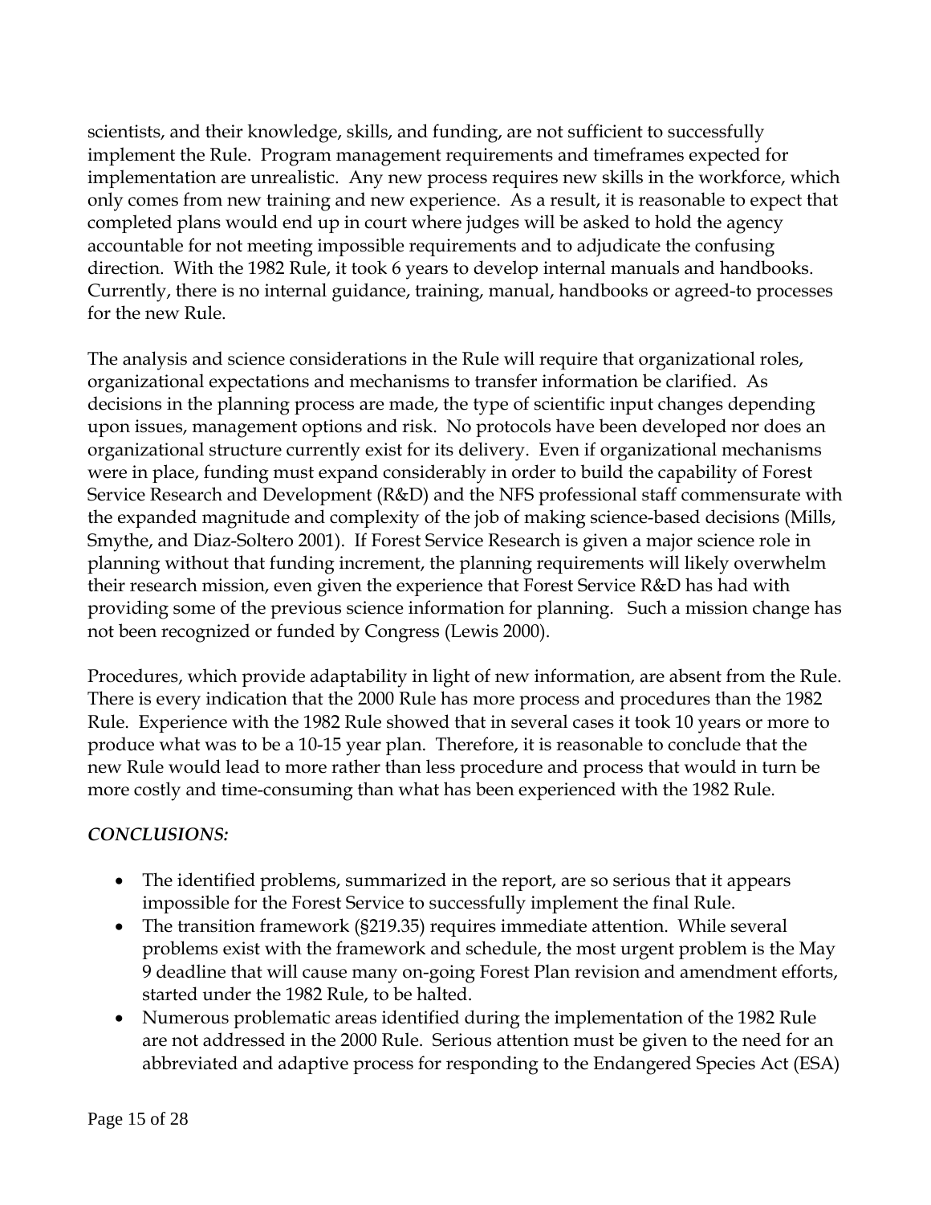scientists, and their knowledge, skills, and funding, are not sufficient to successfully implement the Rule. Program management requirements and timeframes expected for implementation are unrealistic. Any new process requires new skills in the workforce, which only comes from new training and new experience. As a result, it is reasonable to expect that completed plans would end up in court where judges will be asked to hold the agency accountable for not meeting impossible requirements and to adjudicate the confusing direction. With the 1982 Rule, it took 6 years to develop internal manuals and handbooks. Currently, there is no internal guidance, training, manual, handbooks or agreed-to processes for the new Rule.

The analysis and science considerations in the Rule will require that organizational roles, organizational expectations and mechanisms to transfer information be clarified. As decisions in the planning process are made, the type of scientific input changes depending upon issues, management options and risk. No protocols have been developed nor does an organizational structure currently exist for its delivery. Even if organizational mechanisms were in place, funding must expand considerably in order to build the capability of Forest Service Research and Development (R&D) and the NFS professional staff commensurate with the expanded magnitude and complexity of the job of making science-based decisions (Mills, Smythe, and Diaz-Soltero 2001). If Forest Service Research is given a major science role in planning without that funding increment, the planning requirements will likely overwhelm their research mission, even given the experience that Forest Service R&D has had with providing some of the previous science information for planning. Such a mission change has not been recognized or funded by Congress (Lewis 2000).

Procedures, which provide adaptability in light of new information, are absent from the Rule. There is every indication that the 2000 Rule has more process and procedures than the 1982 Rule. Experience with the 1982 Rule showed that in several cases it took 10 years or more to produce what was to be a 10-15 year plan. Therefore, it is reasonable to conclude that the new Rule would lead to more rather than less procedure and process that would in turn be more costly and time-consuming than what has been experienced with the 1982 Rule.

***CONCLUSIONS:***

- The identified problems, summarized in the report, are so serious that it appears impossible for the Forest Service to successfully implement the final Rule.
- The transition framework (§219.35) requires immediate attention. While several problems exist with the framework and schedule, the most urgent problem is the May 9 deadline that will cause many on-going Forest Plan revision and amendment efforts, started under the 1982 Rule, to be halted.
- Numerous problematic areas identified during the implementation of the 1982 Rule are not addressed in the 2000 Rule. Serious attention must be given to the need for an abbreviated and adaptive process for responding to the Endangered Species Act (ESA)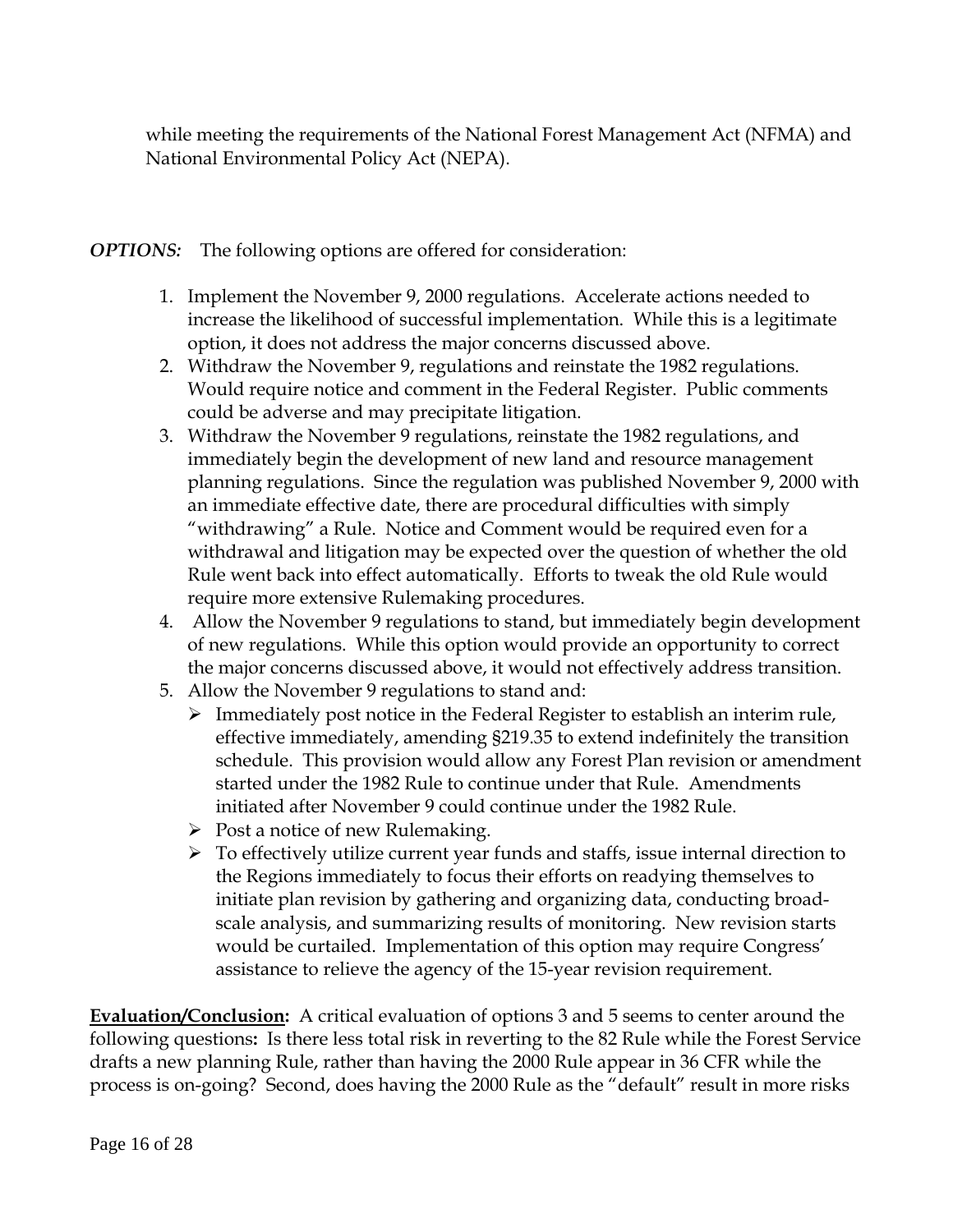while meeting the requirements of the National Forest Management Act (NFMA) and National Environmental Policy Act (NEPA).

***OPTIONS:*** The following options are offered for consideration:

1. Implement the November 9, 2000 regulations. Accelerate actions needed to increase the likelihood of successful implementation. While this is a legitimate option, it does not address the major concerns discussed above.
2. Withdraw the November 9, regulations and reinstate the 1982 regulations. Would require notice and comment in the Federal Register. Public comments could be adverse and may precipitate litigation.
3. Withdraw the November 9 regulations, reinstate the 1982 regulations, and immediately begin the development of new land and resource management planning regulations. Since the regulation was published November 9, 2000 with an immediate effective date, there are procedural difficulties with simply "withdrawing" a Rule. Notice and Comment would be required even for a withdrawal and litigation may be expected over the question of whether the old Rule went back into effect automatically. Efforts to tweak the old Rule would require more extensive Rulemaking procedures.
4. Allow the November 9 regulations to stand, but immediately begin development of new regulations. While this option would provide an opportunity to correct the major concerns discussed above, it would not effectively address transition.
5. Allow the November 9 regulations to stand and:
   - Immediately post notice in the Federal Register to establish an interim rule, effective immediately, amending §219.35 to extend indefinitely the transition schedule. This provision would allow any Forest Plan revision or amendment started under the 1982 Rule to continue under that Rule. Amendments initiated after November 9 could continue under the 1982 Rule.
   - Post a notice of new Rulemaking.
   - To effectively utilize current year funds and staffs, issue internal direction to the Regions immediately to focus their efforts on readying themselves to initiate plan revision by gathering and organizing data, conducting broad-scale analysis, and summarizing results of monitoring. New revision starts would be curtailed. Implementation of this option may require Congress' assistance to relieve the agency of the 15-year revision requirement.

**Evaluation/Conclusion:** A critical evaluation of options 3 and 5 seems to center around the following questions**:** Is there less total risk in reverting to the 82 Rule while the Forest Service drafts a new planning Rule, rather than having the 2000 Rule appear in 36 CFR while the process is on-going? Second, does having the 2000 Rule as the "default" result in more risks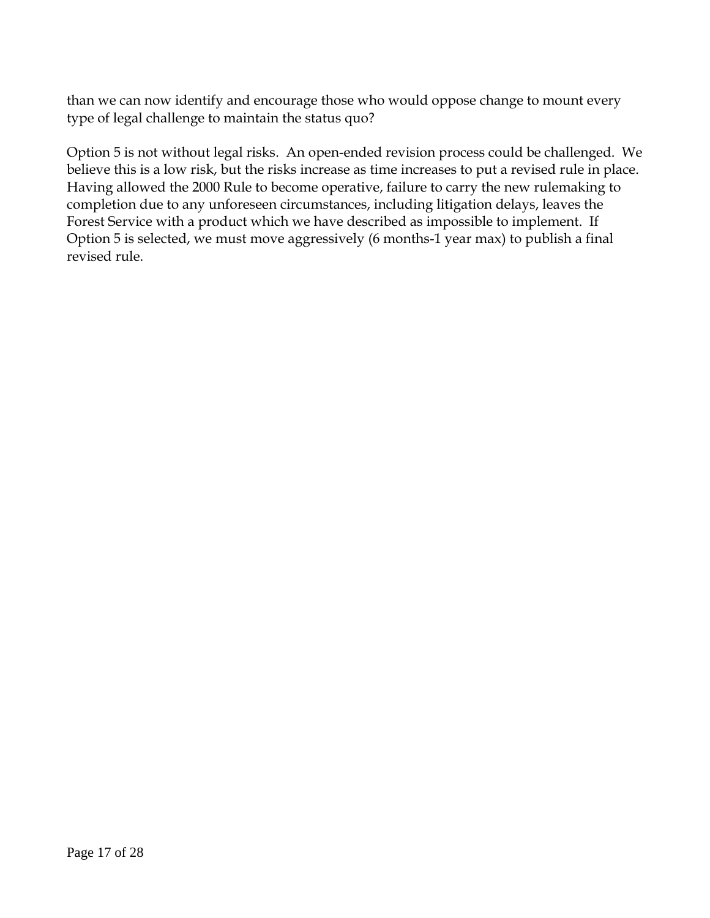than we can now identify and encourage those who would oppose change to mount every type of legal challenge to maintain the status quo?

Option 5 is not without legal risks. An open-ended revision process could be challenged. We believe this is a low risk, but the risks increase as time increases to put a revised rule in place. Having allowed the 2000 Rule to become operative, failure to carry the new rulemaking to completion due to any unforeseen circumstances, including litigation delays, leaves the Forest Service with a product which we have described as impossible to implement. If Option 5 is selected, we must move aggressively (6 months-1 year max) to publish a final revised rule.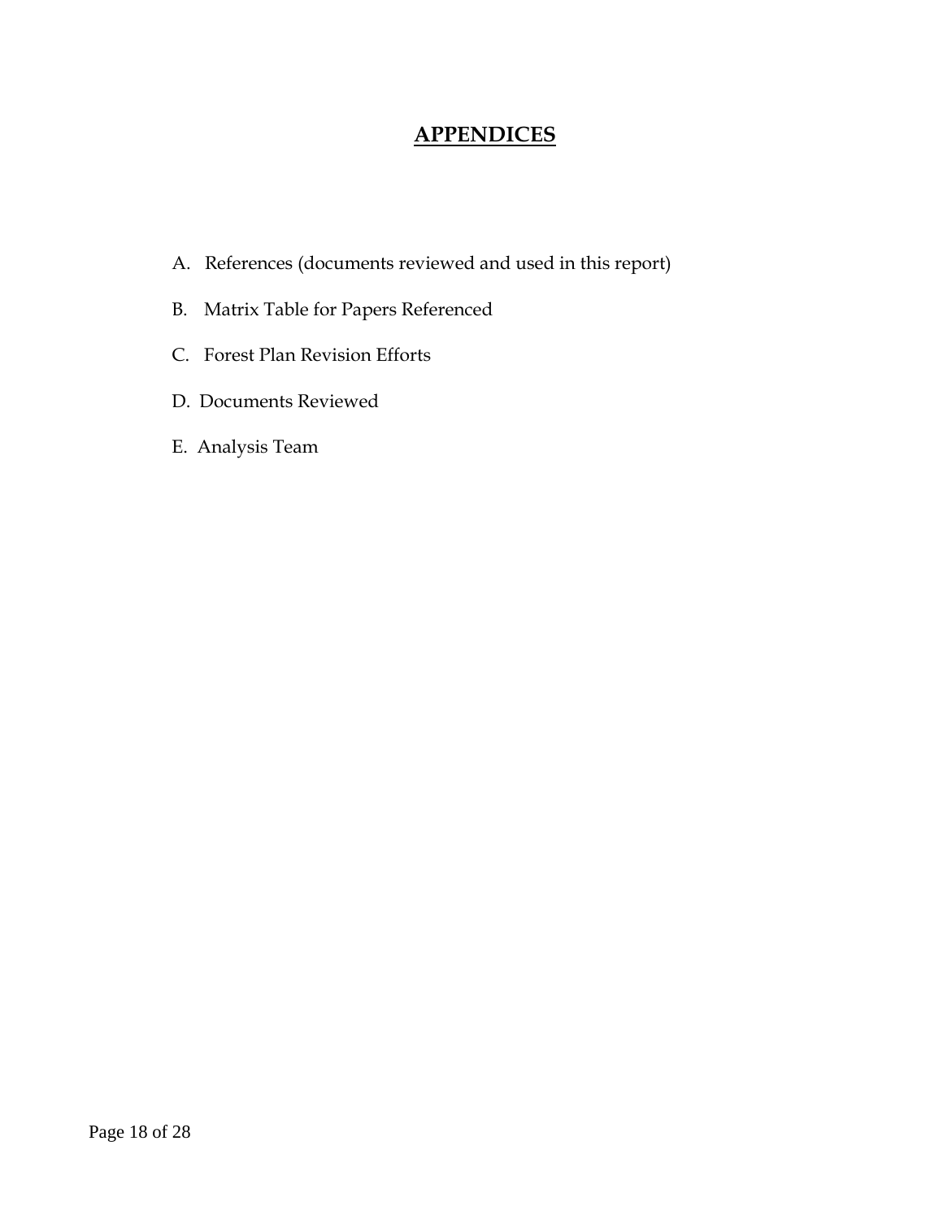# APPENDICES

A. References (documents reviewed and used in this report)

B. Matrix Table for Papers Referenced

C. Forest Plan Revision Efforts

D. Documents Reviewed

E. Analysis Team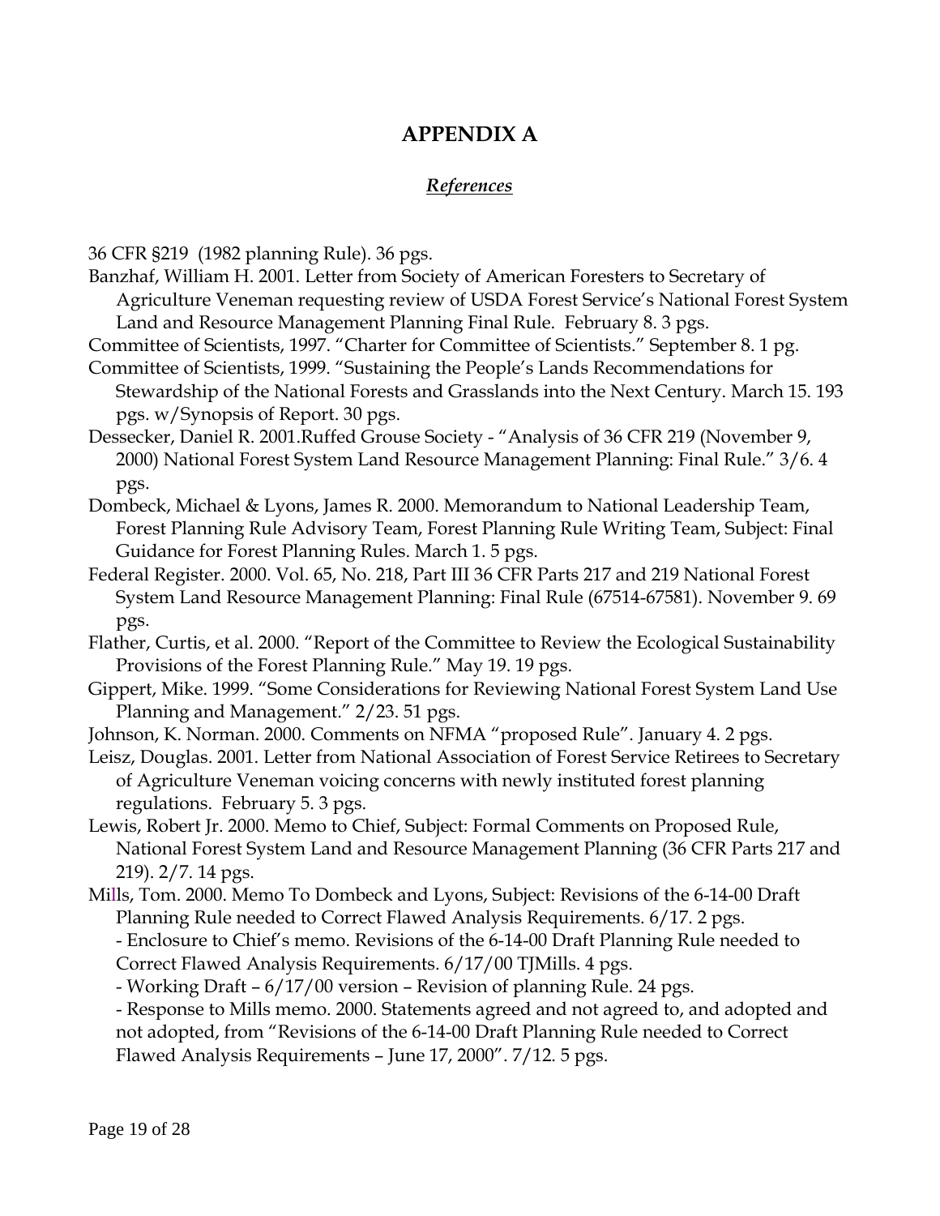# APPENDIX A

## *References*

36 CFR §219 (1982 planning Rule). 36 pgs.

Banzhaf, William H. 2001. Letter from Society of American Foresters to Secretary of Agriculture Veneman requesting review of USDA Forest Service's National Forest System Land and Resource Management Planning Final Rule. February 8. 3 pgs.

Committee of Scientists, 1997. "Charter for Committee of Scientists." September 8. 1 pg.

Committee of Scientists, 1999. "Sustaining the People's Lands Recommendations for Stewardship of the National Forests and Grasslands into the Next Century. March 15. 193 pgs. w/Synopsis of Report. 30 pgs.

Dessecker, Daniel R. 2001.Ruffed Grouse Society - "Analysis of 36 CFR 219 (November 9, 2000) National Forest System Land Resource Management Planning: Final Rule." 3/6. 4 pgs.

Dombeck, Michael & Lyons, James R. 2000. Memorandum to National Leadership Team, Forest Planning Rule Advisory Team, Forest Planning Rule Writing Team, Subject: Final Guidance for Forest Planning Rules. March 1. 5 pgs.

Federal Register. 2000. Vol. 65, No. 218, Part III 36 CFR Parts 217 and 219 National Forest System Land Resource Management Planning: Final Rule (67514-67581). November 9. 69 pgs.

Flather, Curtis, et al. 2000. "Report of the Committee to Review the Ecological Sustainability Provisions of the Forest Planning Rule." May 19. 19 pgs.

Gippert, Mike. 1999. "Some Considerations for Reviewing National Forest System Land Use Planning and Management." 2/23. 51 pgs.

Johnson, K. Norman. 2000. Comments on NFMA "proposed Rule". January 4. 2 pgs.

Leisz, Douglas. 2001. Letter from National Association of Forest Service Retirees to Secretary of Agriculture Veneman voicing concerns with newly instituted forest planning regulations. February 5. 3 pgs.

Lewis, Robert Jr. 2000. Memo to Chief, Subject: Formal Comments on Proposed Rule, National Forest System Land and Resource Management Planning (36 CFR Parts 217 and 219). 2/7. 14 pgs.

Mills, Tom. 2000. Memo To Dombeck and Lyons, Subject: Revisions of the 6-14-00 Draft Planning Rule needed to Correct Flawed Analysis Requirements. 6/17. 2 pgs.
- Enclosure to Chief's memo. Revisions of the 6-14-00 Draft Planning Rule needed to Correct Flawed Analysis Requirements. 6/17/00 TJMills. 4 pgs.
- Working Draft – 6/17/00 version – Revision of planning Rule. 24 pgs.
- Response to Mills memo. 2000. Statements agreed and not agreed to, and adopted and not adopted, from "Revisions of the 6-14-00 Draft Planning Rule needed to Correct Flawed Analysis Requirements – June 17, 2000". 7/12. 5 pgs.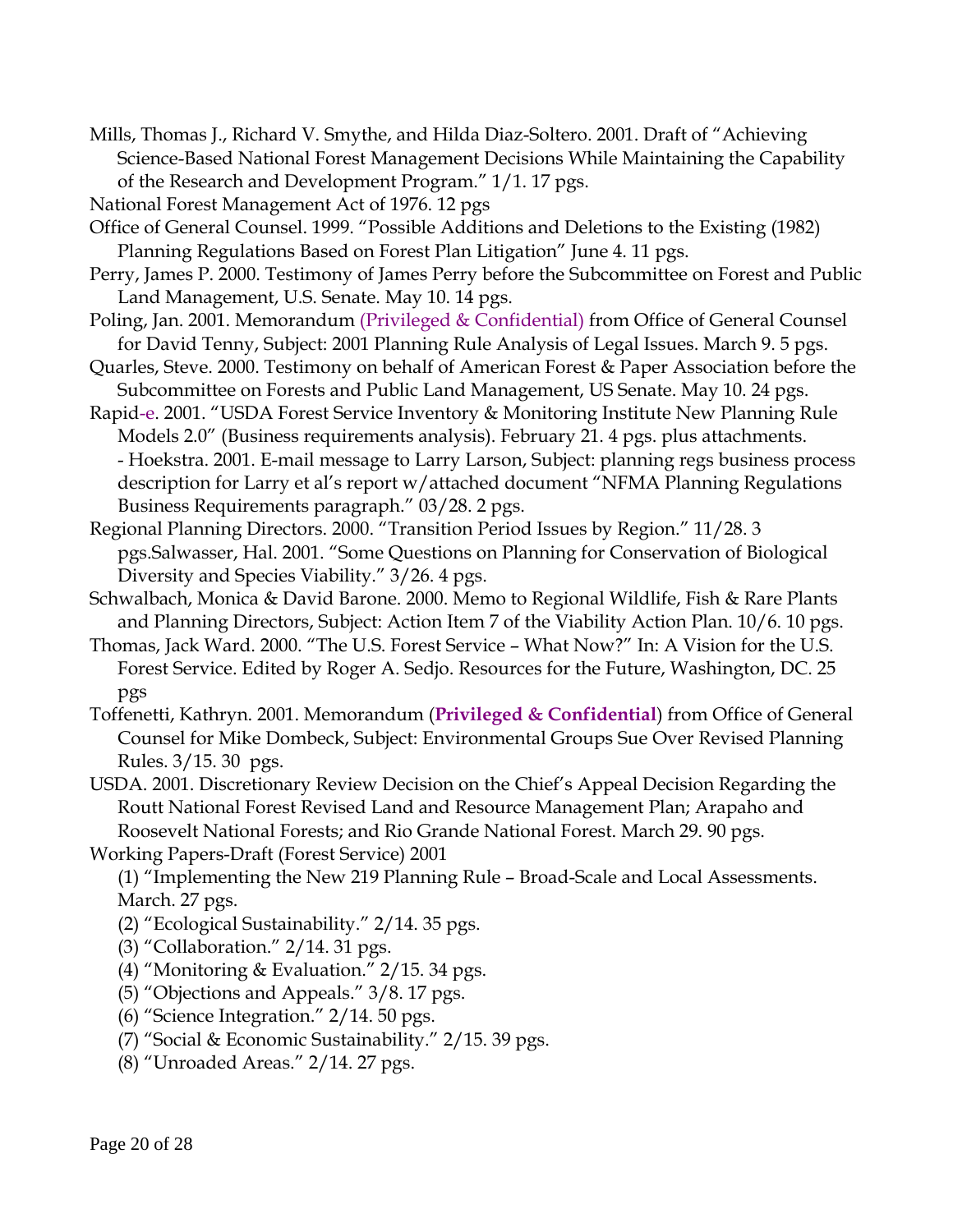Mills, Thomas J., Richard V. Smythe, and Hilda Diaz-Soltero. 2001. Draft of "Achieving Science-Based National Forest Management Decisions While Maintaining the Capability of the Research and Development Program." 1/1. 17 pgs.

National Forest Management Act of 1976. 12 pgs

Office of General Counsel. 1999. "Possible Additions and Deletions to the Existing (1982) Planning Regulations Based on Forest Plan Litigation" June 4. 11 pgs.

Perry, James P. 2000. Testimony of James Perry before the Subcommittee on Forest and Public Land Management, U.S. Senate. May 10. 14 pgs.

Poling, Jan. 2001. Memorandum (Privileged & Confidential) from Office of General Counsel for David Tenny, Subject: 2001 Planning Rule Analysis of Legal Issues. March 9. 5 pgs.

Quarles, Steve. 2000. Testimony on behalf of American Forest & Paper Association before the Subcommittee on Forests and Public Land Management, US Senate. May 10. 24 pgs.

Rapid-e. 2001. "USDA Forest Service Inventory & Monitoring Institute New Planning Rule Models 2.0" (Business requirements analysis). February 21. 4 pgs. plus attachments.
- Hoekstra. 2001. E-mail message to Larry Larson, Subject: planning regs business process description for Larry et al's report w/attached document "NFMA Planning Regulations Business Requirements paragraph." 03/28. 2 pgs.

Regional Planning Directors. 2000. "Transition Period Issues by Region." 11/28. 3 pgs.Salwasser, Hal. 2001. "Some Questions on Planning for Conservation of Biological Diversity and Species Viability." 3/26. 4 pgs.

Schwalbach, Monica & David Barone. 2000. Memo to Regional Wildlife, Fish & Rare Plants and Planning Directors, Subject: Action Item 7 of the Viability Action Plan. 10/6. 10 pgs.

Thomas, Jack Ward. 2000. "The U.S. Forest Service – What Now?" In: A Vision for the U.S. Forest Service. Edited by Roger A. Sedjo. Resources for the Future, Washington, DC. 25 pgs

Toffenetti, Kathryn. 2001. Memorandum (**Privileged & Confidential**) from Office of General Counsel for Mike Dombeck, Subject: Environmental Groups Sue Over Revised Planning Rules. 3/15. 30 pgs.

USDA. 2001. Discretionary Review Decision on the Chief's Appeal Decision Regarding the Routt National Forest Revised Land and Resource Management Plan; Arapaho and Roosevelt National Forests; and Rio Grande National Forest. March 29. 90 pgs.

Working Papers-Draft (Forest Service) 2001
(1) "Implementing the New 219 Planning Rule – Broad-Scale and Local Assessments. March. 27 pgs.
(2) "Ecological Sustainability." 2/14. 35 pgs.
(3) "Collaboration." 2/14. 31 pgs.
(4) "Monitoring & Evaluation." 2/15. 34 pgs.
(5) "Objections and Appeals." 3/8. 17 pgs.
(6) "Science Integration." 2/14. 50 pgs.
(7) "Social & Economic Sustainability." 2/15. 39 pgs.
(8) "Unroaded Areas." 2/14. 27 pgs.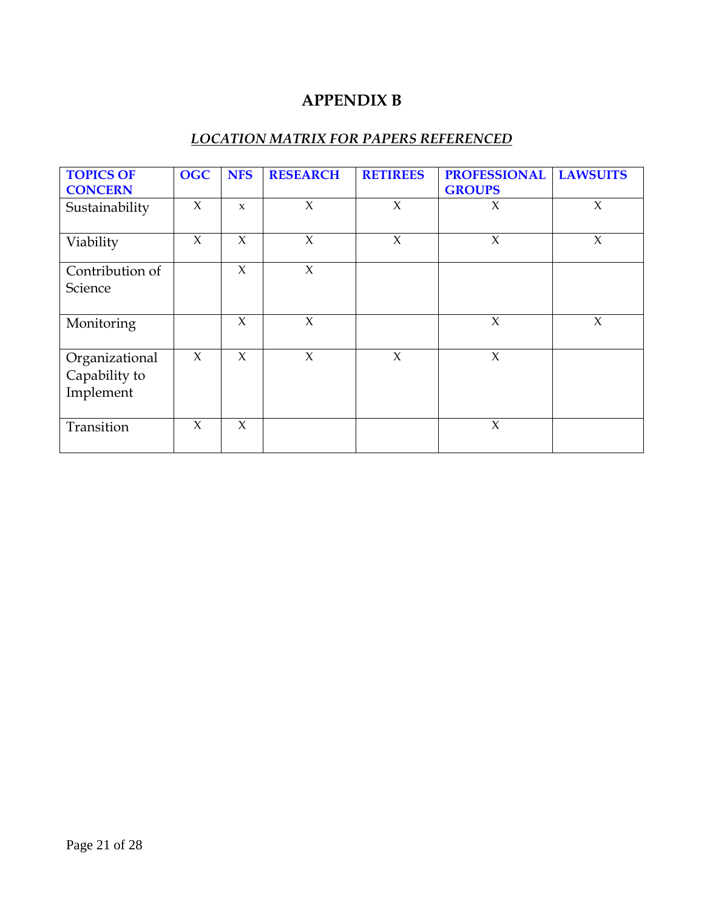# APPENDIX B

***LOCATION MATRIX FOR PAPERS REFERENCED***

| TOPICS OF CONCERN | OGC | NFS | RESEARCH | RETIREES | PROFESSIONAL GROUPS | LAWSUITS |
|---|---|---|---|---|---|---|
| Sustainability | X | x | X | X | X | X |
| Viability | X | X | X | X | X | X |
| Contribution of Science | | X | X | | | |
| Monitoring | | X | X | | X | X |
| Organizational Capability to Implement | X | X | X | X | X | |
| Transition | X | X | | | X | |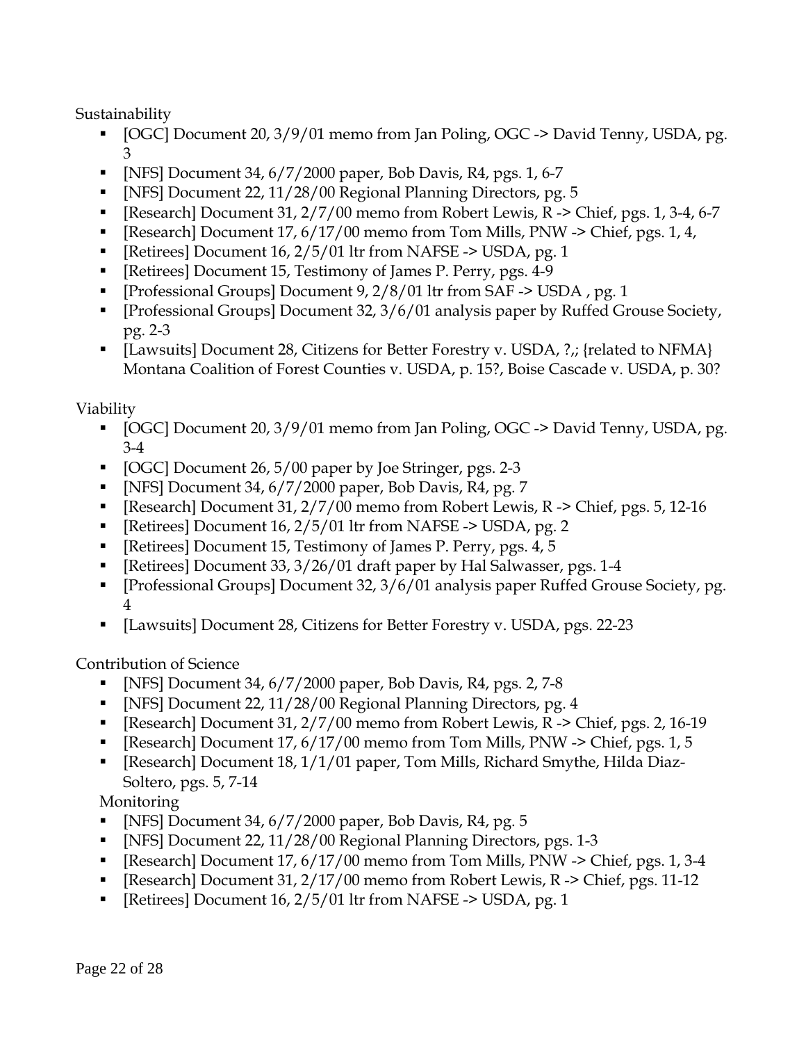Sustainability

- [OGC] Document 20, 3/9/01 memo from Jan Poling, OGC -> David Tenny, USDA, pg. 3
- [NFS] Document 34, 6/7/2000 paper, Bob Davis, R4, pgs. 1, 6-7
- [NFS] Document 22, 11/28/00 Regional Planning Directors, pg. 5
- [Research] Document 31, 2/7/00 memo from Robert Lewis, R -> Chief, pgs. 1, 3-4, 6-7
- [Research] Document 17, 6/17/00 memo from Tom Mills, PNW -> Chief, pgs. 1, 4,
- [Retirees] Document 16, 2/5/01 ltr from NAFSE -> USDA, pg. 1
- [Retirees] Document 15, Testimony of James P. Perry, pgs. 4-9
- [Professional Groups] Document 9, 2/8/01 ltr from SAF -> USDA , pg. 1
- [Professional Groups] Document 32, 3/6/01 analysis paper by Ruffed Grouse Society, pg. 2-3
- [Lawsuits] Document 28, Citizens for Better Forestry v. USDA, ?,; {related to NFMA} Montana Coalition of Forest Counties v. USDA, p. 15?, Boise Cascade v. USDA, p. 30?

Viability

- [OGC] Document 20, 3/9/01 memo from Jan Poling, OGC -> David Tenny, USDA, pg. 3-4
- [OGC] Document 26, 5/00 paper by Joe Stringer, pgs. 2-3
- [NFS] Document 34, 6/7/2000 paper, Bob Davis, R4, pg. 7
- [Research] Document 31, 2/7/00 memo from Robert Lewis, R -> Chief, pgs. 5, 12-16
- [Retirees] Document 16, 2/5/01 ltr from NAFSE -> USDA, pg. 2
- [Retirees] Document 15, Testimony of James P. Perry, pgs. 4, 5
- [Retirees] Document 33, 3/26/01 draft paper by Hal Salwasser, pgs. 1-4
- [Professional Groups] Document 32, 3/6/01 analysis paper Ruffed Grouse Society, pg. 4
- [Lawsuits] Document 28, Citizens for Better Forestry v. USDA, pgs. 22-23

Contribution of Science

- [NFS] Document 34, 6/7/2000 paper, Bob Davis, R4, pgs. 2, 7-8
- [NFS] Document 22, 11/28/00 Regional Planning Directors, pg. 4
- [Research] Document 31, 2/7/00 memo from Robert Lewis, R -> Chief, pgs. 2, 16-19
- [Research] Document 17, 6/17/00 memo from Tom Mills, PNW -> Chief, pgs. 1, 5
- [Research] Document 18, 1/1/01 paper, Tom Mills, Richard Smythe, Hilda Diaz-Soltero, pgs. 5, 7-14

Monitoring

- [NFS] Document 34, 6/7/2000 paper, Bob Davis, R4, pg. 5
- [NFS] Document 22, 11/28/00 Regional Planning Directors, pgs. 1-3
- [Research] Document 17, 6/17/00 memo from Tom Mills, PNW -> Chief, pgs. 1, 3-4
- [Research] Document 31, 2/17/00 memo from Robert Lewis, R -> Chief, pgs. 11-12
- [Retirees] Document 16, 2/5/01 ltr from NAFSE -> USDA, pg. 1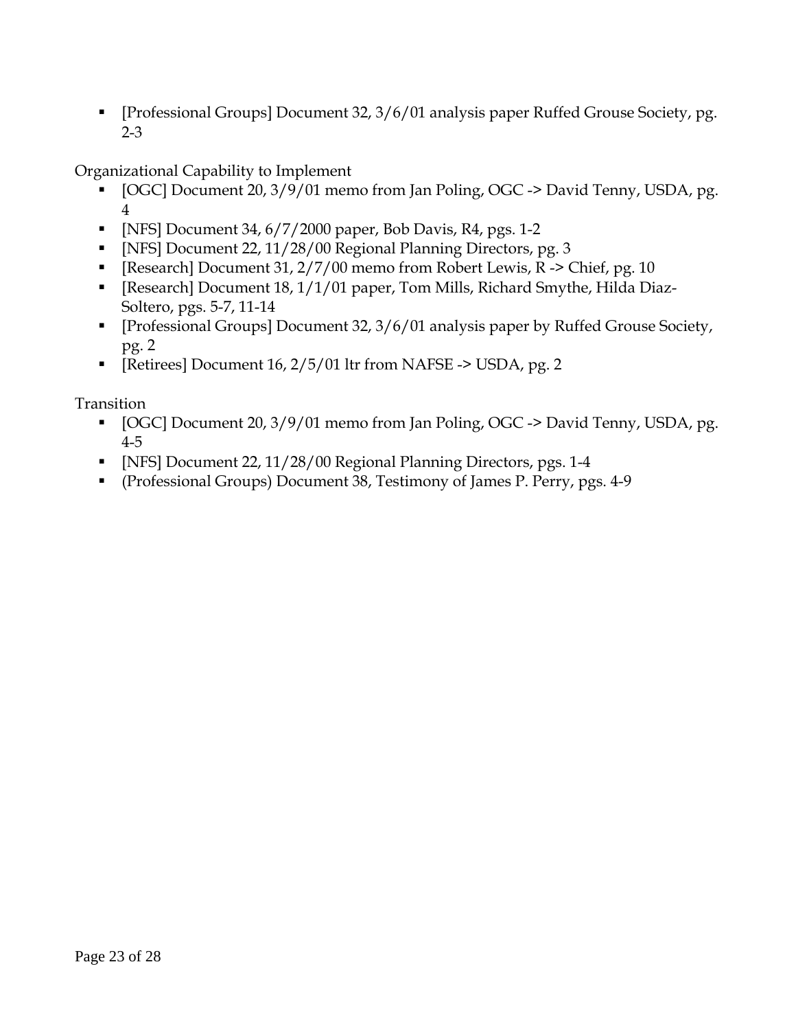- [Professional Groups] Document 32, 3/6/01 analysis paper Ruffed Grouse Society, pg. 2-3

Organizational Capability to Implement

- [OGC] Document 20, 3/9/01 memo from Jan Poling, OGC -> David Tenny, USDA, pg. 4
- [NFS] Document 34, 6/7/2000 paper, Bob Davis, R4, pgs. 1-2
- [NFS] Document 22, 11/28/00 Regional Planning Directors, pg. 3
- [Research] Document 31, 2/7/00 memo from Robert Lewis, R -> Chief, pg. 10
- [Research] Document 18, 1/1/01 paper, Tom Mills, Richard Smythe, Hilda Diaz-Soltero, pgs. 5-7, 11-14
- [Professional Groups] Document 32, 3/6/01 analysis paper by Ruffed Grouse Society, pg. 2
- [Retirees] Document 16, 2/5/01 ltr from NAFSE -> USDA, pg. 2

Transition

- [OGC] Document 20, 3/9/01 memo from Jan Poling, OGC -> David Tenny, USDA, pg. 4-5
- [NFS] Document 22, 11/28/00 Regional Planning Directors, pgs. 1-4
- (Professional Groups) Document 38, Testimony of James P. Perry, pgs. 4-9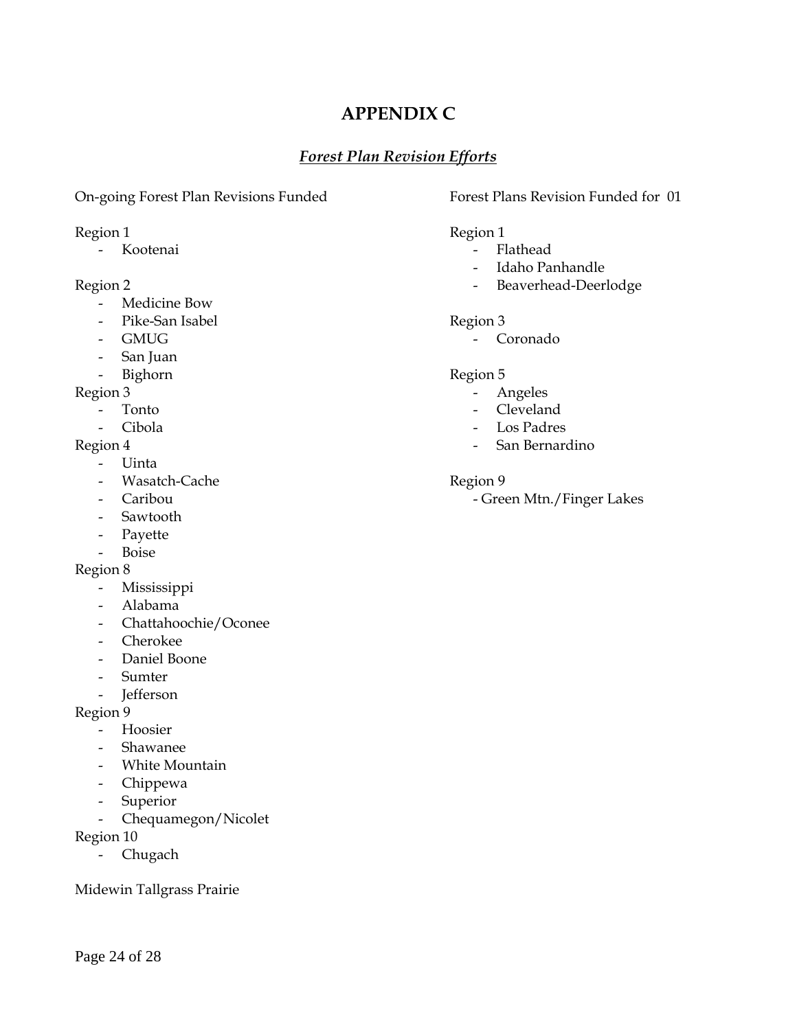# APPENDIX C

## *Forest Plan Revision Efforts*

On-going Forest Plan Revisions Funded

Region 1

- Kootenai

Region 2

- Medicine Bow
- Pike-San Isabel
- GMUG
- San Juan
- Bighorn

Region 3

- Tonto
- Cibola

Region 4

- Uinta
- Wasatch-Cache
- Caribou
- Sawtooth
- Payette
- Boise

Region 8

- Mississippi
- Alabama
- Chattahoochie/Oconee
- Cherokee
- Daniel Boone
- Sumter
- Jefferson

Region 9

- Hoosier
- Shawanee
- White Mountain
- Chippewa
- Superior
- Chequamegon/Nicolet

Region 10

- Chugach

Midewin Tallgrass Prairie

Forest Plans Revision Funded for 01

Region 1

- Flathead
- Idaho Panhandle
- Beaverhead-Deerlodge

Region 3

- Coronado

Region 5

- Angeles
- Cleveland
- Los Padres
- San Bernardino

Region 9

- Green Mtn./Finger Lakes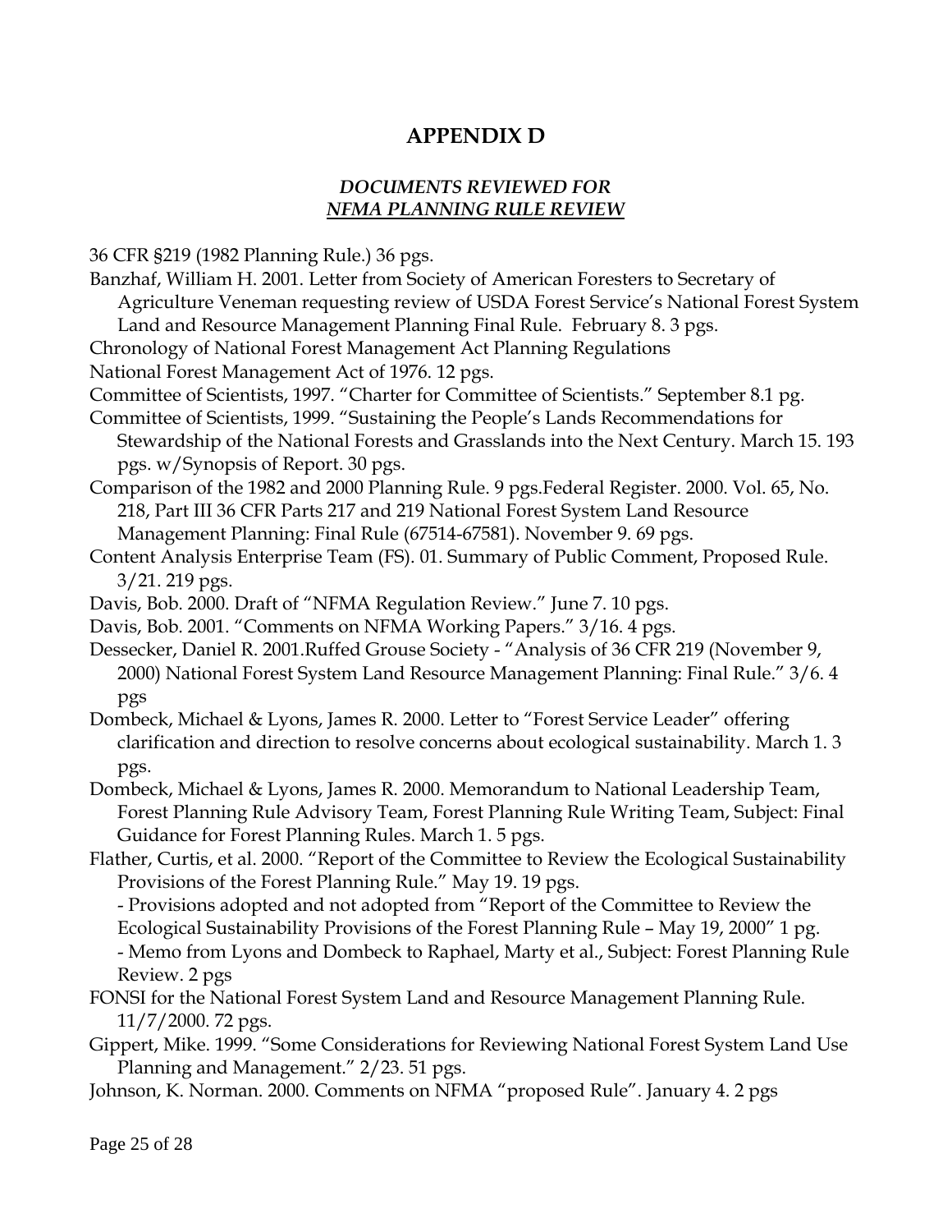# APPENDIX D

## *DOCUMENTS REVIEWED FOR* *NFMA PLANNING RULE REVIEW*

36 CFR §219 (1982 Planning Rule.) 36 pgs.

Banzhaf, William H. 2001. Letter from Society of American Foresters to Secretary of Agriculture Veneman requesting review of USDA Forest Service's National Forest System Land and Resource Management Planning Final Rule. February 8. 3 pgs.

Chronology of National Forest Management Act Planning Regulations

National Forest Management Act of 1976. 12 pgs.

Committee of Scientists, 1997. "Charter for Committee of Scientists." September 8.1 pg.

Committee of Scientists, 1999. "Sustaining the People's Lands Recommendations for Stewardship of the National Forests and Grasslands into the Next Century. March 15. 193 pgs. w/Synopsis of Report. 30 pgs.

Comparison of the 1982 and 2000 Planning Rule. 9 pgs.Federal Register. 2000. Vol. 65, No. 218, Part III 36 CFR Parts 217 and 219 National Forest System Land Resource Management Planning: Final Rule (67514-67581). November 9. 69 pgs.

Content Analysis Enterprise Team (FS). 01. Summary of Public Comment, Proposed Rule. 3/21. 219 pgs.

Davis, Bob. 2000. Draft of "NFMA Regulation Review." June 7. 10 pgs.

Davis, Bob. 2001. "Comments on NFMA Working Papers." 3/16. 4 pgs.

Dessecker, Daniel R. 2001.Ruffed Grouse Society - "Analysis of 36 CFR 219 (November 9, 2000) National Forest System Land Resource Management Planning: Final Rule." 3/6. 4 pgs

Dombeck, Michael & Lyons, James R. 2000. Letter to "Forest Service Leader" offering clarification and direction to resolve concerns about ecological sustainability. March 1. 3 pgs.

Dombeck, Michael & Lyons, James R. 2000. Memorandum to National Leadership Team, Forest Planning Rule Advisory Team, Forest Planning Rule Writing Team, Subject: Final Guidance for Forest Planning Rules. March 1. 5 pgs.

Flather, Curtis, et al. 2000. "Report of the Committee to Review the Ecological Sustainability Provisions of the Forest Planning Rule." May 19. 19 pgs.
- Provisions adopted and not adopted from "Report of the Committee to Review the Ecological Sustainability Provisions of the Forest Planning Rule – May 19, 2000" 1 pg.
- Memo from Lyons and Dombeck to Raphael, Marty et al., Subject: Forest Planning Rule Review. 2 pgs

FONSI for the National Forest System Land and Resource Management Planning Rule. 11/7/2000. 72 pgs.

Gippert, Mike. 1999. "Some Considerations for Reviewing National Forest System Land Use Planning and Management." 2/23. 51 pgs.

Johnson, K. Norman. 2000. Comments on NFMA "proposed Rule". January 4. 2 pgs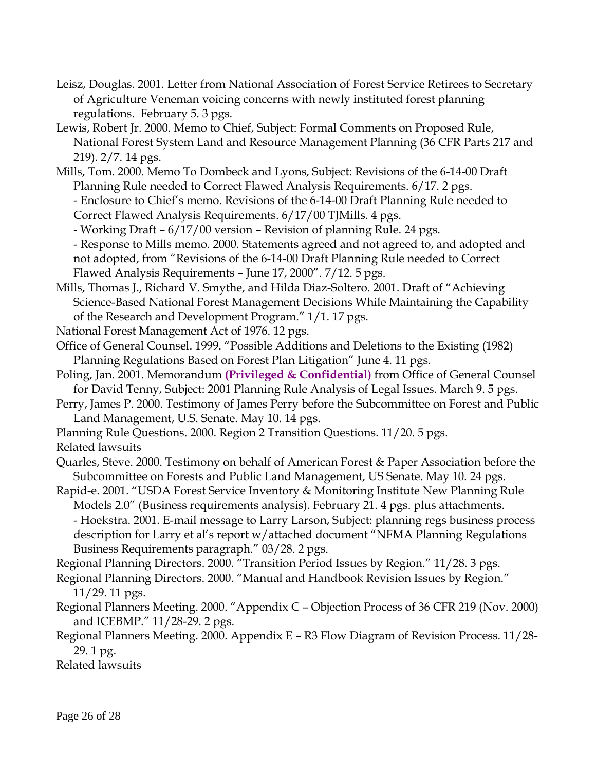Leisz, Douglas. 2001. Letter from National Association of Forest Service Retirees to Secretary of Agriculture Veneman voicing concerns with newly instituted forest planning regulations. February 5. 3 pgs.

Lewis, Robert Jr. 2000. Memo to Chief, Subject: Formal Comments on Proposed Rule, National Forest System Land and Resource Management Planning (36 CFR Parts 217 and 219). 2/7. 14 pgs.

Mills, Tom. 2000. Memo To Dombeck and Lyons, Subject: Revisions of the 6-14-00 Draft Planning Rule needed to Correct Flawed Analysis Requirements. 6/17. 2 pgs.
- Enclosure to Chief's memo. Revisions of the 6-14-00 Draft Planning Rule needed to Correct Flawed Analysis Requirements. 6/17/00 TJMills. 4 pgs.
- Working Draft – 6/17/00 version – Revision of planning Rule. 24 pgs.
- Response to Mills memo. 2000. Statements agreed and not agreed to, and adopted and not adopted, from "Revisions of the 6-14-00 Draft Planning Rule needed to Correct Flawed Analysis Requirements – June 17, 2000". 7/12. 5 pgs.

Mills, Thomas J., Richard V. Smythe, and Hilda Diaz-Soltero. 2001. Draft of "Achieving Science-Based National Forest Management Decisions While Maintaining the Capability of the Research and Development Program." 1/1. 17 pgs.

National Forest Management Act of 1976. 12 pgs.

Office of General Counsel. 1999. "Possible Additions and Deletions to the Existing (1982) Planning Regulations Based on Forest Plan Litigation" June 4. 11 pgs.

Poling, Jan. 2001. Memorandum **(Privileged & Confidential)** from Office of General Counsel for David Tenny, Subject: 2001 Planning Rule Analysis of Legal Issues. March 9. 5 pgs.

Perry, James P. 2000. Testimony of James Perry before the Subcommittee on Forest and Public Land Management, U.S. Senate. May 10. 14 pgs.

Planning Rule Questions. 2000. Region 2 Transition Questions. 11/20. 5 pgs.

Related lawsuits

Quarles, Steve. 2000. Testimony on behalf of American Forest & Paper Association before the Subcommittee on Forests and Public Land Management, US Senate. May 10. 24 pgs.

Rapid-e. 2001. "USDA Forest Service Inventory & Monitoring Institute New Planning Rule Models 2.0" (Business requirements analysis). February 21. 4 pgs. plus attachments.
- Hoekstra. 2001. E-mail message to Larry Larson, Subject: planning regs business process description for Larry et al's report w/attached document "NFMA Planning Regulations Business Requirements paragraph." 03/28. 2 pgs.

Regional Planning Directors. 2000. "Transition Period Issues by Region." 11/28. 3 pgs.

Regional Planning Directors. 2000. "Manual and Handbook Revision Issues by Region." 11/29. 11 pgs.

Regional Planners Meeting. 2000. "Appendix C – Objection Process of 36 CFR 219 (Nov. 2000) and ICEBMP." 11/28-29. 2 pgs.

Regional Planners Meeting. 2000. Appendix E – R3 Flow Diagram of Revision Process. 11/28-29. 1 pg.

Related lawsuits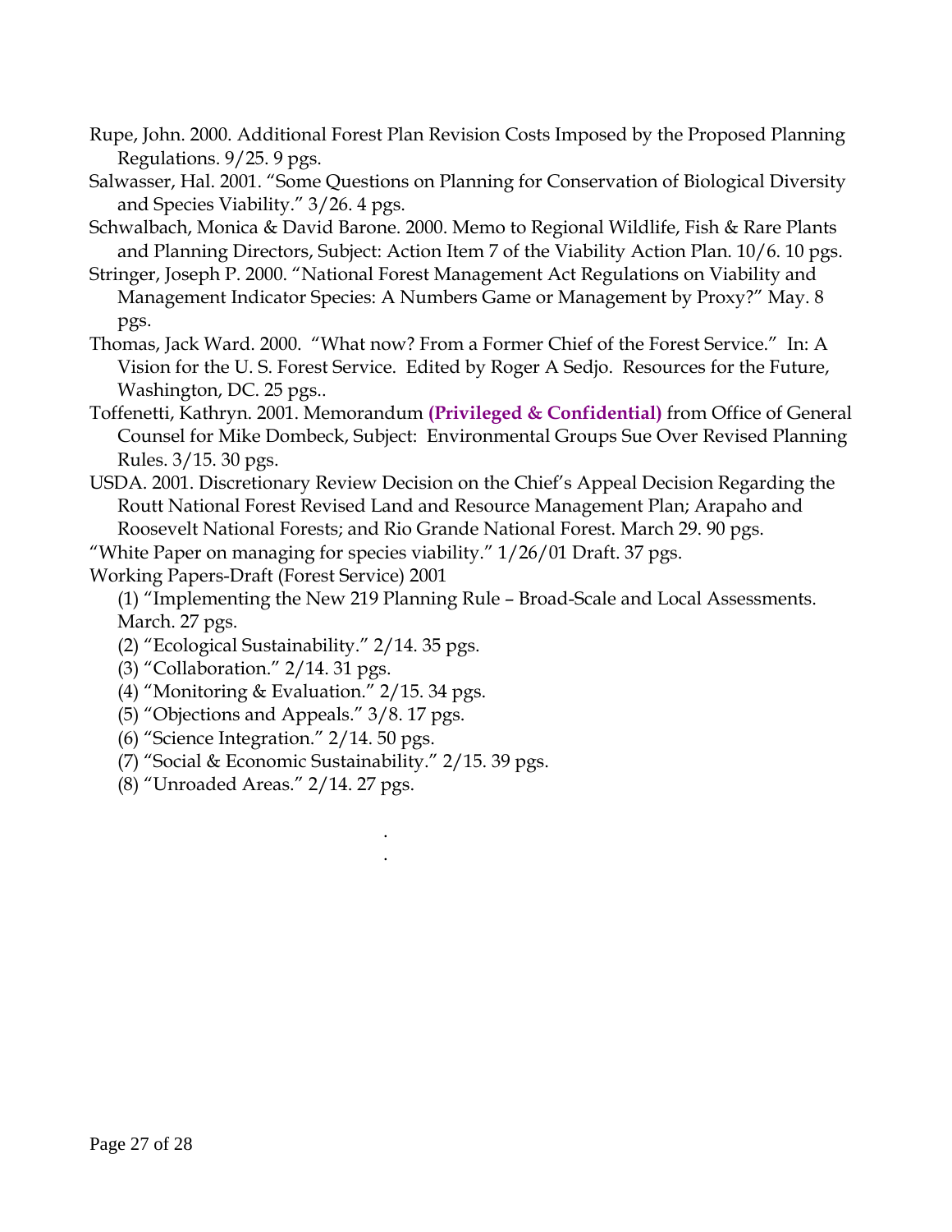Rupe, John. 2000. Additional Forest Plan Revision Costs Imposed by the Proposed Planning Regulations. 9/25. 9 pgs.

Salwasser, Hal. 2001. "Some Questions on Planning for Conservation of Biological Diversity and Species Viability." 3/26. 4 pgs.

Schwalbach, Monica & David Barone. 2000. Memo to Regional Wildlife, Fish & Rare Plants and Planning Directors, Subject: Action Item 7 of the Viability Action Plan. 10/6. 10 pgs.

Stringer, Joseph P. 2000. "National Forest Management Act Regulations on Viability and Management Indicator Species: A Numbers Game or Management by Proxy?" May. 8 pgs.

Thomas, Jack Ward. 2000. "What now? From a Former Chief of the Forest Service." In: A Vision for the U. S. Forest Service. Edited by Roger A Sedjo. Resources for the Future, Washington, DC. 25 pgs..

Toffenetti, Kathryn. 2001. Memorandum **(Privileged & Confidential)** from Office of General Counsel for Mike Dombeck, Subject: Environmental Groups Sue Over Revised Planning Rules. 3/15. 30 pgs.

USDA. 2001. Discretionary Review Decision on the Chief's Appeal Decision Regarding the Routt National Forest Revised Land and Resource Management Plan; Arapaho and Roosevelt National Forests; and Rio Grande National Forest. March 29. 90 pgs.

"White Paper on managing for species viability." 1/26/01 Draft. 37 pgs.

Working Papers-Draft (Forest Service) 2001

(1) "Implementing the New 219 Planning Rule – Broad-Scale and Local Assessments. March. 27 pgs.

(2) "Ecological Sustainability." 2/14. 35 pgs.

(3) "Collaboration." 2/14. 31 pgs.

(4) "Monitoring & Evaluation." 2/15. 34 pgs.

(5) "Objections and Appeals." 3/8. 17 pgs.

(6) "Science Integration." 2/14. 50 pgs.

(7) "Social & Economic Sustainability." 2/15. 39 pgs.

(8) "Unroaded Areas." 2/14. 27 pgs.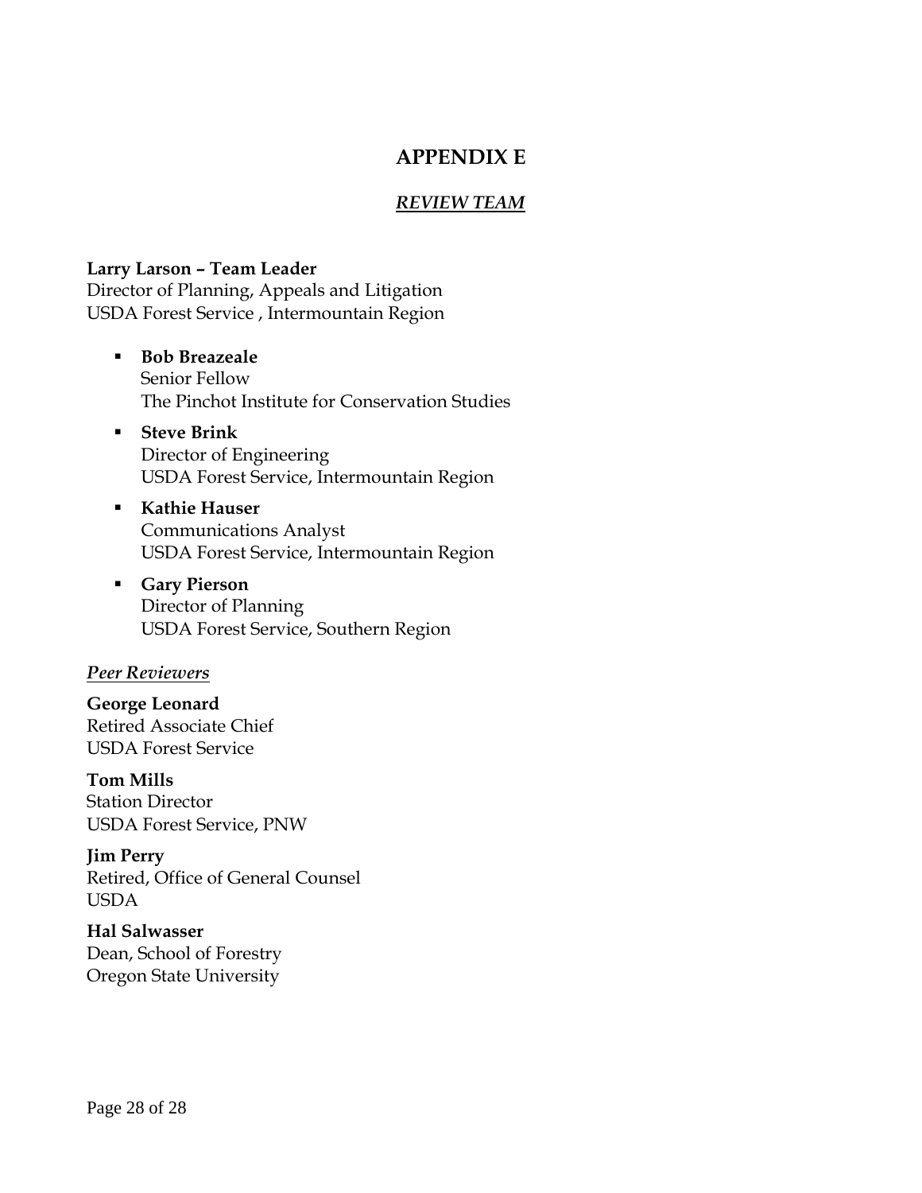# APPENDIX E

## *REVIEW TEAM*

**Larry Larson – Team Leader**
Director of Planning, Appeals and Litigation
USDA Forest Service , Intermountain Region

- **Bob Breazeale**
  Senior Fellow
  The Pinchot Institute for Conservation Studies
- **Steve Brink**
  Director of Engineering
  USDA Forest Service, Intermountain Region
- **Kathie Hauser**
  Communications Analyst
  USDA Forest Service, Intermountain Region
- **Gary Pierson**
  Director of Planning
  USDA Forest Service, Southern Region

*Peer Reviewers*

**George Leonard**
Retired Associate Chief
USDA Forest Service

**Tom Mills**
Station Director
USDA Forest Service, PNW

**Jim Perry**
Retired, Office of General Counsel
USDA

**Hal Salwasser**
Dean, School of Forestry
Oregon State University